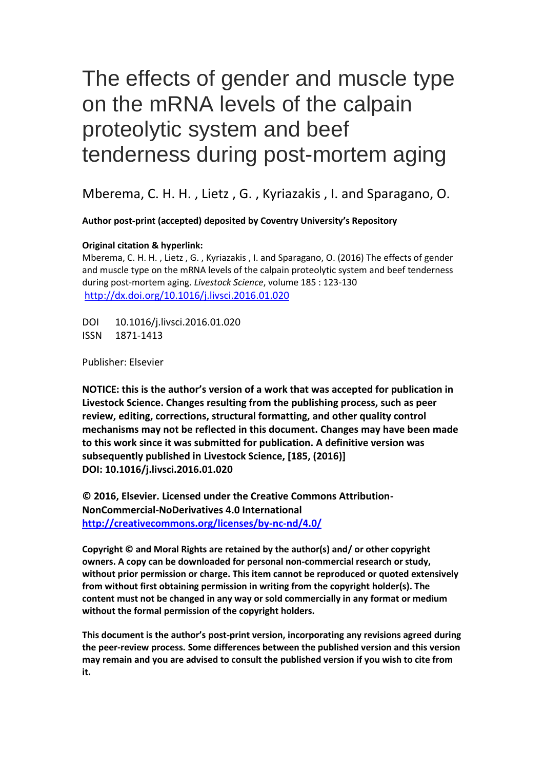# The effects of gender and muscle type on the mRNA levels of the calpain proteolytic system and beef tenderness during post-mortem aging

Mberema, C. H. H. , Lietz , G. , Kyriazakis , I. and Sparagano, O.

**Author post-print (accepted) deposited by Coventry University's Repository**

**Original citation & hyperlink:**

Mberema, C. H. H. , Lietz , G. , Kyriazakis , I. and Sparagano, O. (2016) The effects of gender and muscle type on the mRNA levels of the calpain proteolytic system and beef tenderness during post-mortem aging. *Livestock Science*, volume 185 : 123-130
http://dx.doi.org/10.1016/j.livsci.2016.01.020

DOI 10.1016/j.livsci.2016.01.020
ISSN 1871-1413

Publisher: Elsevier

**NOTICE: this is the author's version of a work that was accepted for publication in Livestock Science. Changes resulting from the publishing process, such as peer review, editing, corrections, structural formatting, and other quality control mechanisms may not be reflected in this document. Changes may have been made to this work since it was submitted for publication. A definitive version was subsequently published in Livestock Science, [185, (2016)]
DOI: 10.1016/j.livsci.2016.01.020**

**© 2016, Elsevier. Licensed under the Creative Commons Attribution-NonCommercial-NoDerivatives 4.0 International**
**http://creativecommons.org/licenses/by-nc-nd/4.0/**

**Copyright © and Moral Rights are retained by the author(s) and/ or other copyright owners. A copy can be downloaded for personal non-commercial research or study, without prior permission or charge. This item cannot be reproduced or quoted extensively from without first obtaining permission in writing from the copyright holder(s). The content must not be changed in any way or sold commercially in any format or medium without the formal permission of the copyright holders.**

**This document is the author's post-print version, incorporating any revisions agreed during the peer-review process. Some differences between the published version and this version may remain and you are advised to consult the published version if you wish to cite from it.**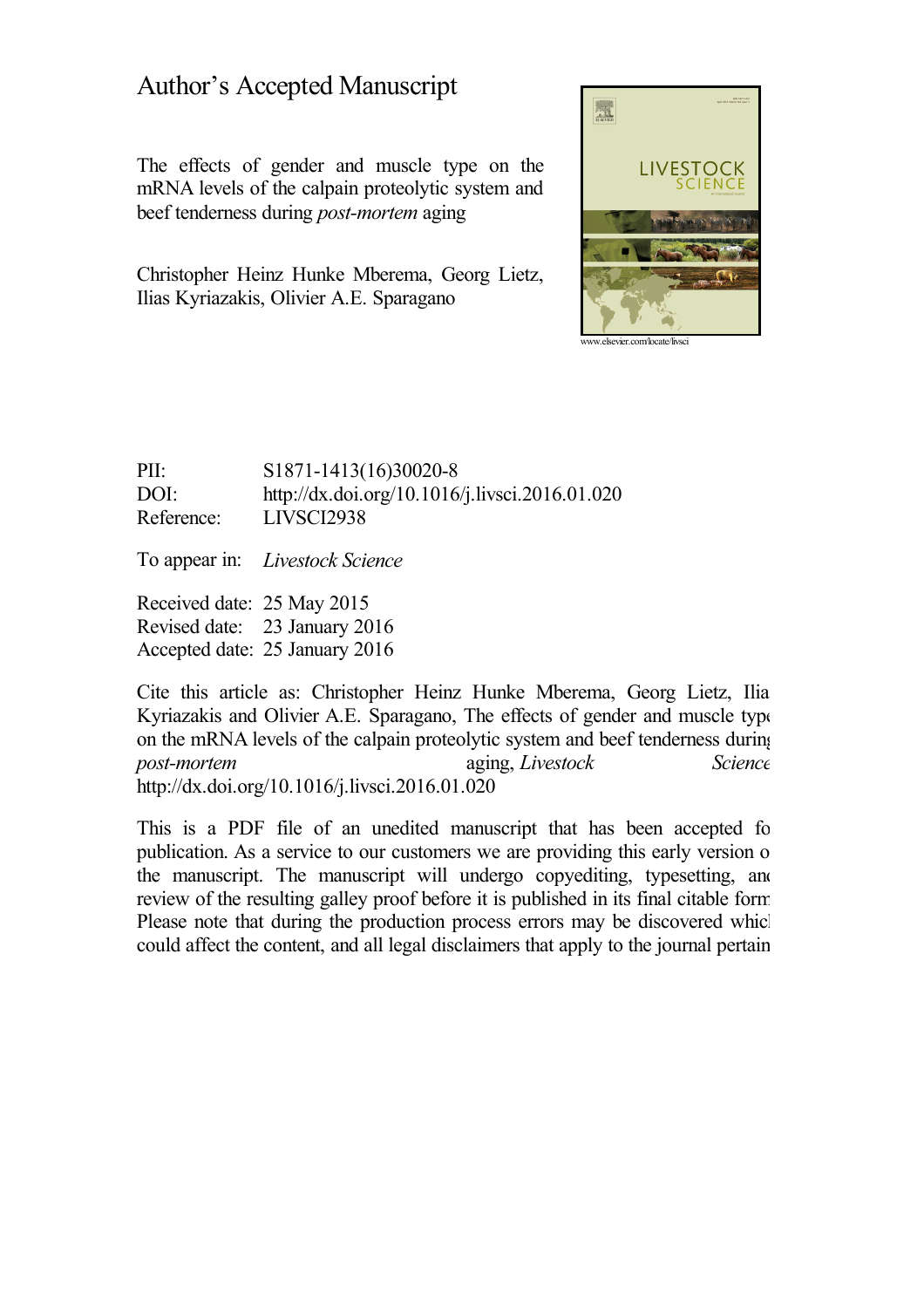# Author's Accepted Manuscript

The effects of gender and muscle type on the mRNA levels of the calpain proteolytic system and beef tenderness during *post-mortem* aging

Christopher Heinz Hunke Mberema, Georg Lietz, Ilias Kyriazakis, Olivier A.E. Sparagano

www.elsevier.com/locate/livsci

PII: S1871-1413(16)30020-8
DOI: http://dx.doi.org/10.1016/j.livsci.2016.01.020
Reference: LIVSCI2938

To appear in: *Livestock Science*

Received date: 25 May 2015
Revised date: 23 January 2016
Accepted date: 25 January 2016

Cite this article as: Christopher Heinz Hunke Mberema, Georg Lietz, Ilia Kyriazakis and Olivier A.E. Sparagano, The effects of gender and muscle type on the mRNA levels of the calpain proteolytic system and beef tenderness during *post-mortem* aging, *Livestock Science* http://dx.doi.org/10.1016/j.livsci.2016.01.020

This is a PDF file of an unedited manuscript that has been accepted fo publication. As a service to our customers we are providing this early version o the manuscript. The manuscript will undergo copyediting, typesetting, an review of the resulting galley proof before it is published in its final citable form Please note that during the production process errors may be discovered whicl could affect the content, and all legal disclaimers that apply to the journal pertain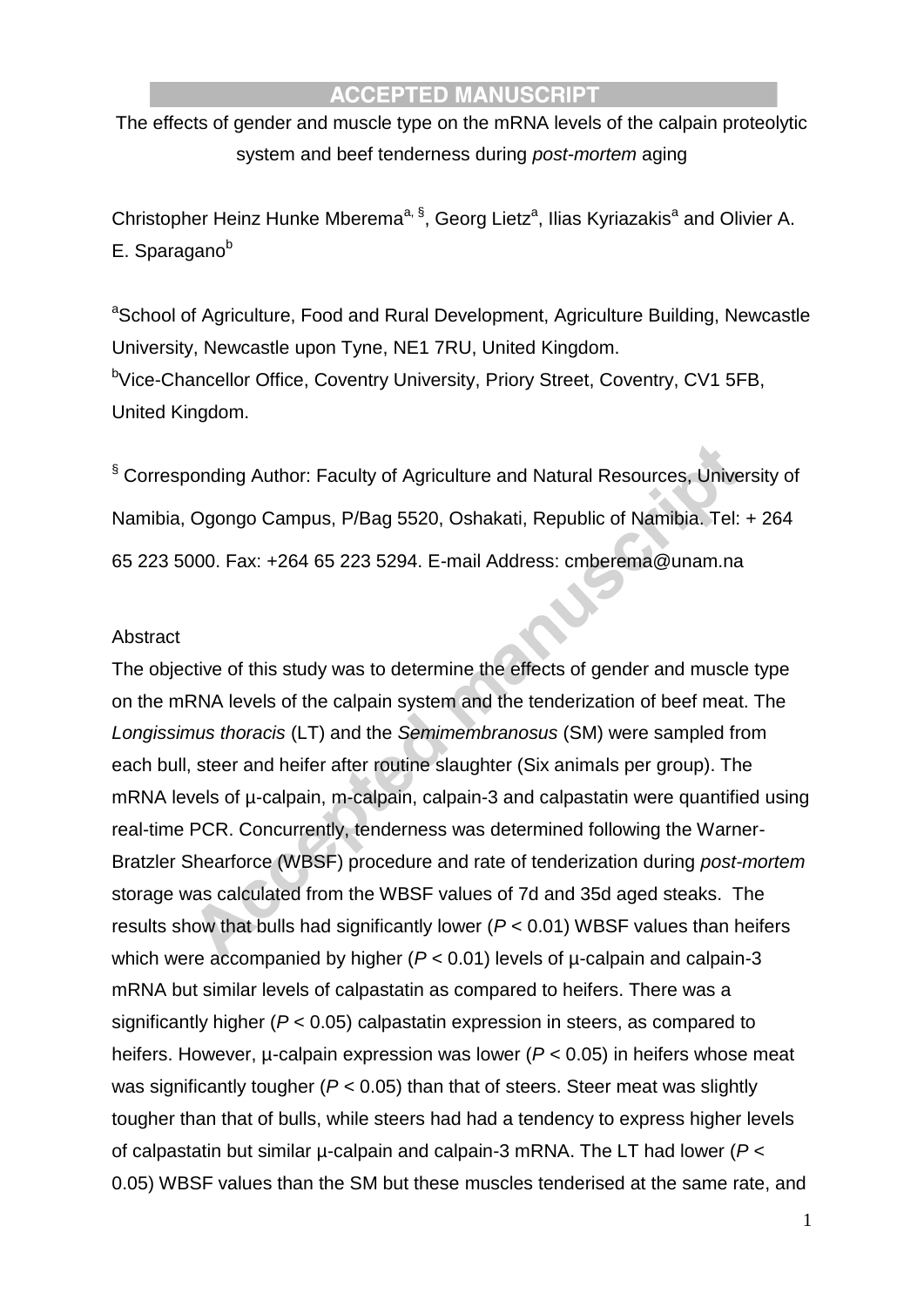ACCEPTED MANUSCRIPT

The effects of gender and muscle type on the mRNA levels of the calpain proteolytic system and beef tenderness during *post-mortem* aging

Christopher Heinz Hunke Mberema[a, §], Georg Lietz[a], Ilias Kyriazakis[a] and Olivier A. E. Sparagano[b]

[a]School of Agriculture, Food and Rural Development, Agriculture Building, Newcastle University, Newcastle upon Tyne, NE1 7RU, United Kingdom.
[b]Vice-Chancellor Office, Coventry University, Priory Street, Coventry, CV1 5FB, United Kingdom.

[§] Corresponding Author: Faculty of Agriculture and Natural Resources, University of Namibia, Ogongo Campus, P/Bag 5520, Oshakati, Republic of Namibia. Tel: + 264 65 223 5000. Fax: +264 65 223 5294. E-mail Address: cmberema@unam.na

Abstract

The objective of this study was to determine the effects of gender and muscle type on the mRNA levels of the calpain system and the tenderization of beef meat. The *Longissimus thoracis* (LT) and the *Semimembranosus* (SM) were sampled from each bull, steer and heifer after routine slaughter (Six animals per group). The mRNA levels of µ-calpain, m-calpain, calpain-3 and calpastatin were quantified using real-time PCR. Concurrently, tenderness was determined following the Warner-Bratzler Shearforce (WBSF) procedure and rate of tenderization during *post-mortem* storage was calculated from the WBSF values of 7d and 35d aged steaks. The results show that bulls had significantly lower ($P$ < 0.01) WBSF values than heifers which were accompanied by higher ($P$ < 0.01) levels of µ-calpain and calpain-3 mRNA but similar levels of calpastatin as compared to heifers. There was a significantly higher ($P$ < 0.05) calpastatin expression in steers, as compared to heifers. However, µ-calpain expression was lower ($P$ < 0.05) in heifers whose meat was significantly tougher ($P$ < 0.05) than that of steers. Steer meat was slightly tougher than that of bulls, while steers had had a tendency to express higher levels of calpastatin but similar µ-calpain and calpain-3 mRNA. The LT had lower ($P$ < 0.05) WBSF values than the SM but these muscles tenderised at the same rate, and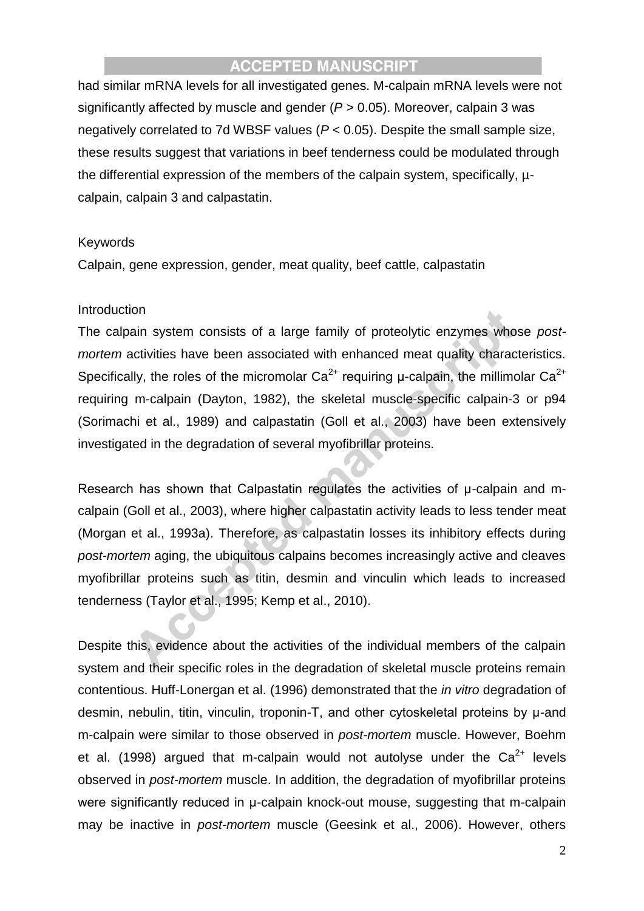had similar mRNA levels for all investigated genes. M-calpain mRNA levels were not significantly affected by muscle and gender ($P > 0.05$). Moreover, calpain 3 was negatively correlated to 7d WBSF values ($P < 0.05$). Despite the small sample size, these results suggest that variations in beef tenderness could be modulated through the differential expression of the members of the calpain system, specifically, μ-calpain, calpain 3 and calpastatin.

Keywords

Calpain, gene expression, gender, meat quality, beef cattle, calpastatin

Introduction

The calpain system consists of a large family of proteolytic enzymes whose *post-mortem* activities have been associated with enhanced meat quality characteristics. Specifically, the roles of the micromolar $Ca^{2+}$ requiring μ-calpain, the millimolar $Ca^{2+}$ requiring m-calpain (Dayton, 1982), the skeletal muscle-specific calpain-3 or p94 (Sorimachi et al., 1989) and calpastatin (Goll et al., 2003) have been extensively investigated in the degradation of several myofibrillar proteins.

Research has shown that Calpastatin regulates the activities of μ-calpain and m-calpain (Goll et al., 2003), where higher calpastatin activity leads to less tender meat (Morgan et al., 1993a). Therefore, as calpastatin losses its inhibitory effects during *post-mortem* aging, the ubiquitous calpains becomes increasingly active and cleaves myofibrillar proteins such as titin, desmin and vinculin which leads to increased tenderness (Taylor et al., 1995; Kemp et al., 2010).

Despite this, evidence about the activities of the individual members of the calpain system and their specific roles in the degradation of skeletal muscle proteins remain contentious. Huff-Lonergan et al. (1996) demonstrated that the *in vitro* degradation of desmin, nebulin, titin, vinculin, troponin-T, and other cytoskeletal proteins by μ-and m-calpain were similar to those observed in *post-mortem* muscle. However, Boehm et al. (1998) argued that m-calpain would not autolyse under the $Ca^{2+}$ levels observed in *post-mortem* muscle. In addition, the degradation of myofibrillar proteins were significantly reduced in μ-calpain knock-out mouse, suggesting that m-calpain may be inactive in *post-mortem* muscle (Geesink et al., 2006). However, others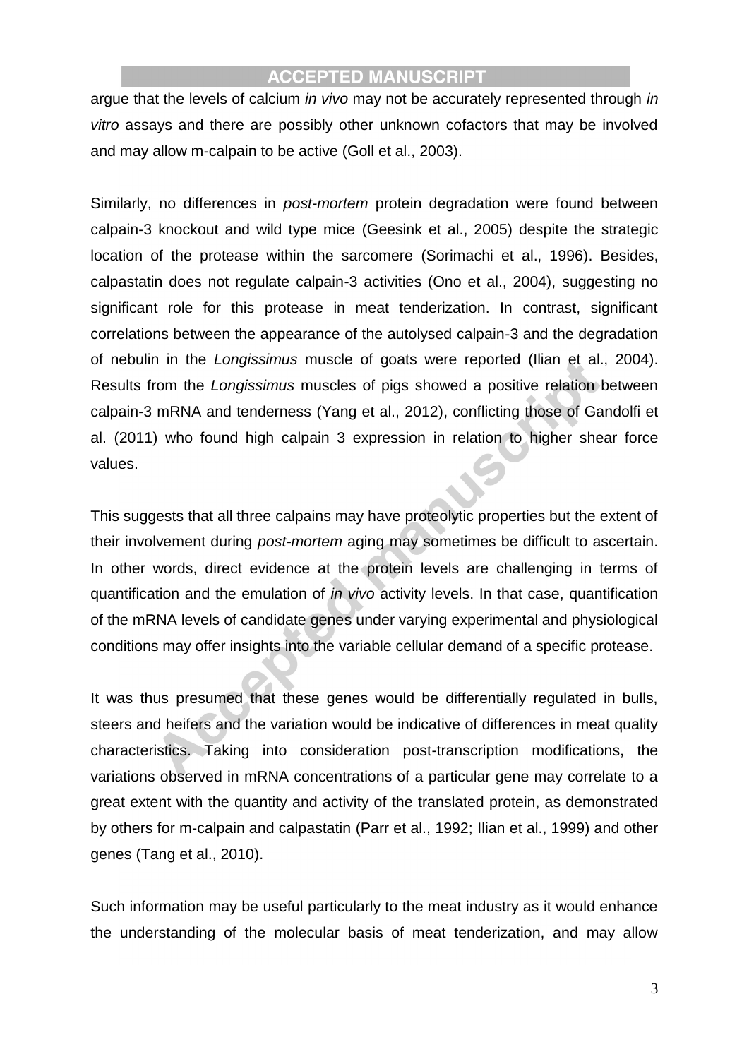argue that the levels of calcium *in vivo* may not be accurately represented through *in vitro* assays and there are possibly other unknown cofactors that may be involved and may allow m-calpain to be active (Goll et al., 2003).

Similarly, no differences in *post-mortem* protein degradation were found between calpain-3 knockout and wild type mice (Geesink et al., 2005) despite the strategic location of the protease within the sarcomere (Sorimachi et al., 1996). Besides, calpastatin does not regulate calpain-3 activities (Ono et al., 2004), suggesting no significant role for this protease in meat tenderization. In contrast, significant correlations between the appearance of the autolysed calpain-3 and the degradation of nebulin in the *Longissimus* muscle of goats were reported (Ilian et al., 2004). Results from the *Longissimus* muscles of pigs showed a positive relation between calpain-3 mRNA and tenderness (Yang et al., 2012), conflicting those of Gandolfi et al. (2011) who found high calpain 3 expression in relation to higher shear force values.

This suggests that all three calpains may have proteolytic properties but the extent of their involvement during *post-mortem* aging may sometimes be difficult to ascertain. In other words, direct evidence at the protein levels are challenging in terms of quantification and the emulation of *in vivo* activity levels. In that case, quantification of the mRNA levels of candidate genes under varying experimental and physiological conditions may offer insights into the variable cellular demand of a specific protease.

It was thus presumed that these genes would be differentially regulated in bulls, steers and heifers and the variation would be indicative of differences in meat quality characteristics. Taking into consideration post-transcription modifications, the variations observed in mRNA concentrations of a particular gene may correlate to a great extent with the quantity and activity of the translated protein, as demonstrated by others for m-calpain and calpastatin (Parr et al., 1992; Ilian et al., 1999) and other genes (Tang et al., 2010).

Such information may be useful particularly to the meat industry as it would enhance the understanding of the molecular basis of meat tenderization, and may allow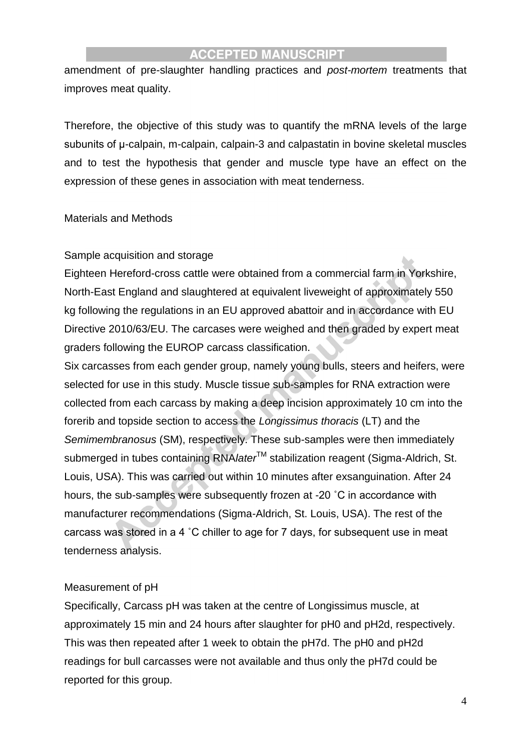amendment of pre-slaughter handling practices and *post-mortem* treatments that improves meat quality.

Therefore, the objective of this study was to quantify the mRNA levels of the large subunits of μ-calpain, m-calpain, calpain-3 and calpastatin in bovine skeletal muscles and to test the hypothesis that gender and muscle type have an effect on the expression of these genes in association with meat tenderness.

## Materials and Methods

### Sample acquisition and storage

Eighteen Hereford-cross cattle were obtained from a commercial farm in Yorkshire, North-East England and slaughtered at equivalent liveweight of approximately 550 kg following the regulations in an EU approved abattoir and in accordance with EU Directive 2010/63/EU. The carcases were weighed and then graded by expert meat graders following the EUROP carcass classification.

Six carcasses from each gender group, namely young bulls, steers and heifers, were selected for use in this study. Muscle tissue sub-samples for RNA extraction were collected from each carcass by making a deep incision approximately 10 cm into the forerib and topside section to access the *Longissimus thoracis* (LT) and the *Semimembranosus* (SM), respectively. These sub-samples were then immediately submerged in tubes containing RNA*later*™ stabilization reagent (Sigma-Aldrich, St. Louis, USA). This was carried out within 10 minutes after exsanguination. After 24 hours, the sub-samples were subsequently frozen at -20 ˚C in accordance with manufacturer recommendations (Sigma-Aldrich, St. Louis, USA). The rest of the carcass was stored in a 4 ˚C chiller to age for 7 days, for subsequent use in meat tenderness analysis.

### Measurement of pH

Specifically, Carcass pH was taken at the centre of Longissimus muscle, at approximately 15 min and 24 hours after slaughter for pH0 and pH2d, respectively. This was then repeated after 1 week to obtain the pH7d. The pH0 and pH2d readings for bull carcasses were not available and thus only the pH7d could be reported for this group.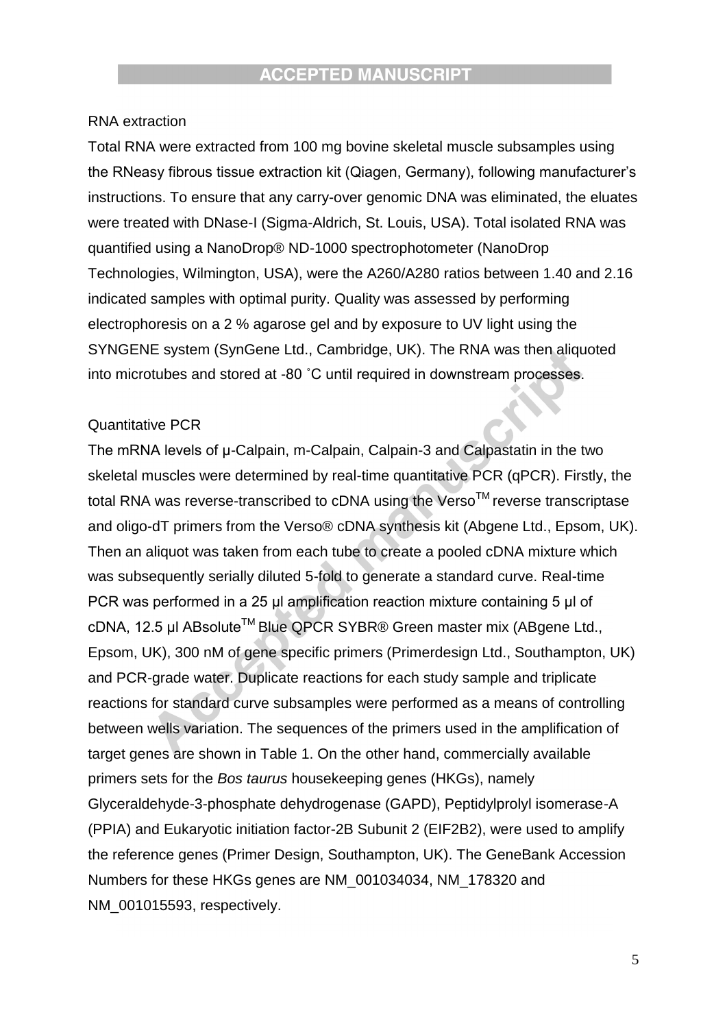RNA extraction

Total RNA were extracted from 100 mg bovine skeletal muscle subsamples using the RNeasy fibrous tissue extraction kit (Qiagen, Germany), following manufacturer's instructions. To ensure that any carry-over genomic DNA was eliminated, the eluates were treated with DNase-I (Sigma-Aldrich, St. Louis, USA). Total isolated RNA was quantified using a NanoDrop® ND-1000 spectrophotometer (NanoDrop Technologies, Wilmington, USA), were the A260/A280 ratios between 1.40 and 2.16 indicated samples with optimal purity. Quality was assessed by performing electrophoresis on a 2 % agarose gel and by exposure to UV light using the SYNGENE system (SynGene Ltd., Cambridge, UK). The RNA was then aliquoted into microtubes and stored at -80 °C until required in downstream processes.

Quantitative PCR

The mRNA levels of μ-Calpain, m-Calpain, Calpain-3 and Calpastatin in the two skeletal muscles were determined by real-time quantitative PCR (qPCR). Firstly, the total RNA was reverse-transcribed to cDNA using the Verso™ reverse transcriptase and oligo-dT primers from the Verso® cDNA synthesis kit (Abgene Ltd., Epsom, UK). Then an aliquot was taken from each tube to create a pooled cDNA mixture which was subsequently serially diluted 5-fold to generate a standard curve. Real-time PCR was performed in a 25 μl amplification reaction mixture containing 5 μl of cDNA, 12.5 μl ABsolute™ Blue QPCR SYBR® Green master mix (ABgene Ltd., Epsom, UK), 300 nM of gene specific primers (Primerdesign Ltd., Southampton, UK) and PCR-grade water. Duplicate reactions for each study sample and triplicate reactions for standard curve subsamples were performed as a means of controlling between wells variation. The sequences of the primers used in the amplification of target genes are shown in Table 1. On the other hand, commercially available primers sets for the *Bos taurus* housekeeping genes (HKGs), namely Glyceraldehyde-3-phosphate dehydrogenase (GAPD), Peptidylprolyl isomerase-A (PPIA) and Eukaryotic initiation factor-2B Subunit 2 (EIF2B2), were used to amplify the reference genes (Primer Design, Southampton, UK). The GeneBank Accession Numbers for these HKGs genes are NM_001034034, NM_178320 and NM_001015593, respectively.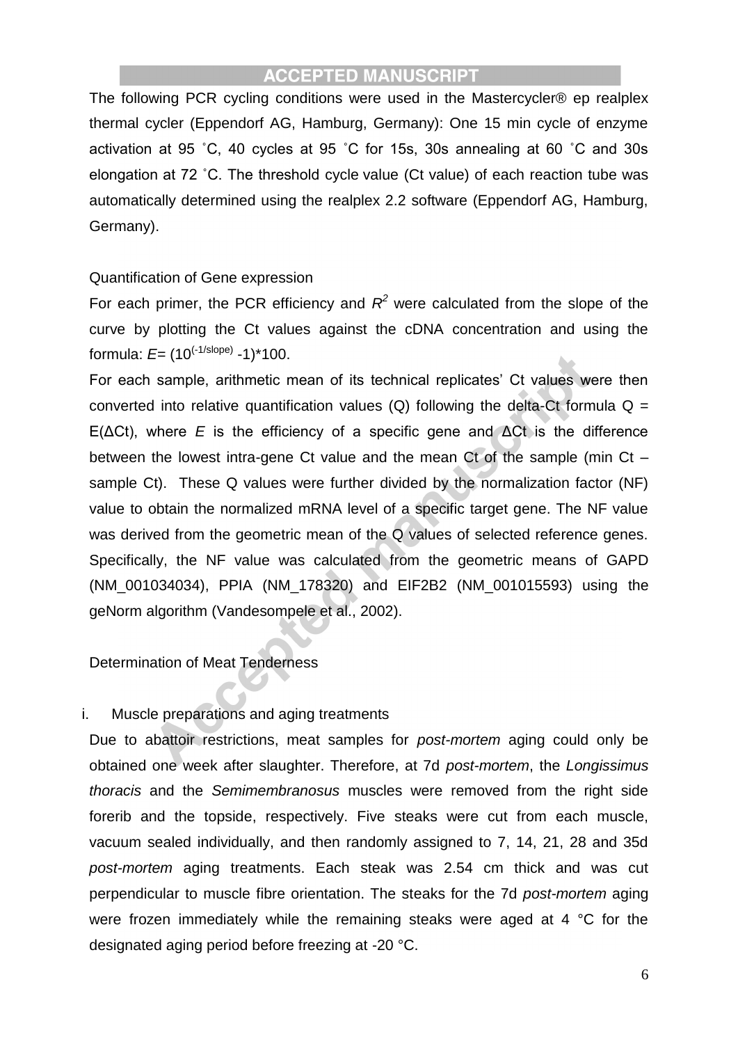The following PCR cycling conditions were used in the Mastercycler® ep realplex thermal cycler (Eppendorf AG, Hamburg, Germany): One 15 min cycle of enzyme activation at 95 ˚C, 40 cycles at 95 ˚C for 15s, 30s annealing at 60 ˚C and 30s elongation at 72 ˚C. The threshold cycle value (Ct value) of each reaction tube was automatically determined using the realplex 2.2 software (Eppendorf AG, Hamburg, Germany).

Quantification of Gene expression

For each primer, the PCR efficiency and $R^2$ were calculated from the slope of the curve by plotting the Ct values against the cDNA concentration and using the formula: $E= (10^{(-1/slope)} -1)*100$.

For each sample, arithmetic mean of its technical replicates' Ct values were then converted into relative quantification values (Q) following the delta-Ct formula $Q = E(\Delta Ct)$, where $E$ is the efficiency of a specific gene and ΔCt is the difference between the lowest intra-gene Ct value and the mean Ct of the sample (min Ct – sample Ct). These Q values were further divided by the normalization factor (NF) value to obtain the normalized mRNA level of a specific target gene. The NF value was derived from the geometric mean of the Q values of selected reference genes. Specifically, the NF value was calculated from the geometric means of GAPD (NM_001034034), PPIA (NM_178320) and EIF2B2 (NM_001015593) using the geNorm algorithm (Vandesompele et al., 2002).

Determination of Meat Tenderness

i. Muscle preparations and aging treatments

Due to abattoir restrictions, meat samples for *post-mortem* aging could only be obtained one week after slaughter. Therefore, at 7d *post-mortem*, the *Longissimus thoracis* and the *Semimembranosus* muscles were removed from the right side forerib and the topside, respectively. Five steaks were cut from each muscle, vacuum sealed individually, and then randomly assigned to 7, 14, 21, 28 and 35d *post-mortem* aging treatments. Each steak was 2.54 cm thick and was cut perpendicular to muscle fibre orientation. The steaks for the 7d *post-mortem* aging were frozen immediately while the remaining steaks were aged at 4 °C for the designated aging period before freezing at -20 °C.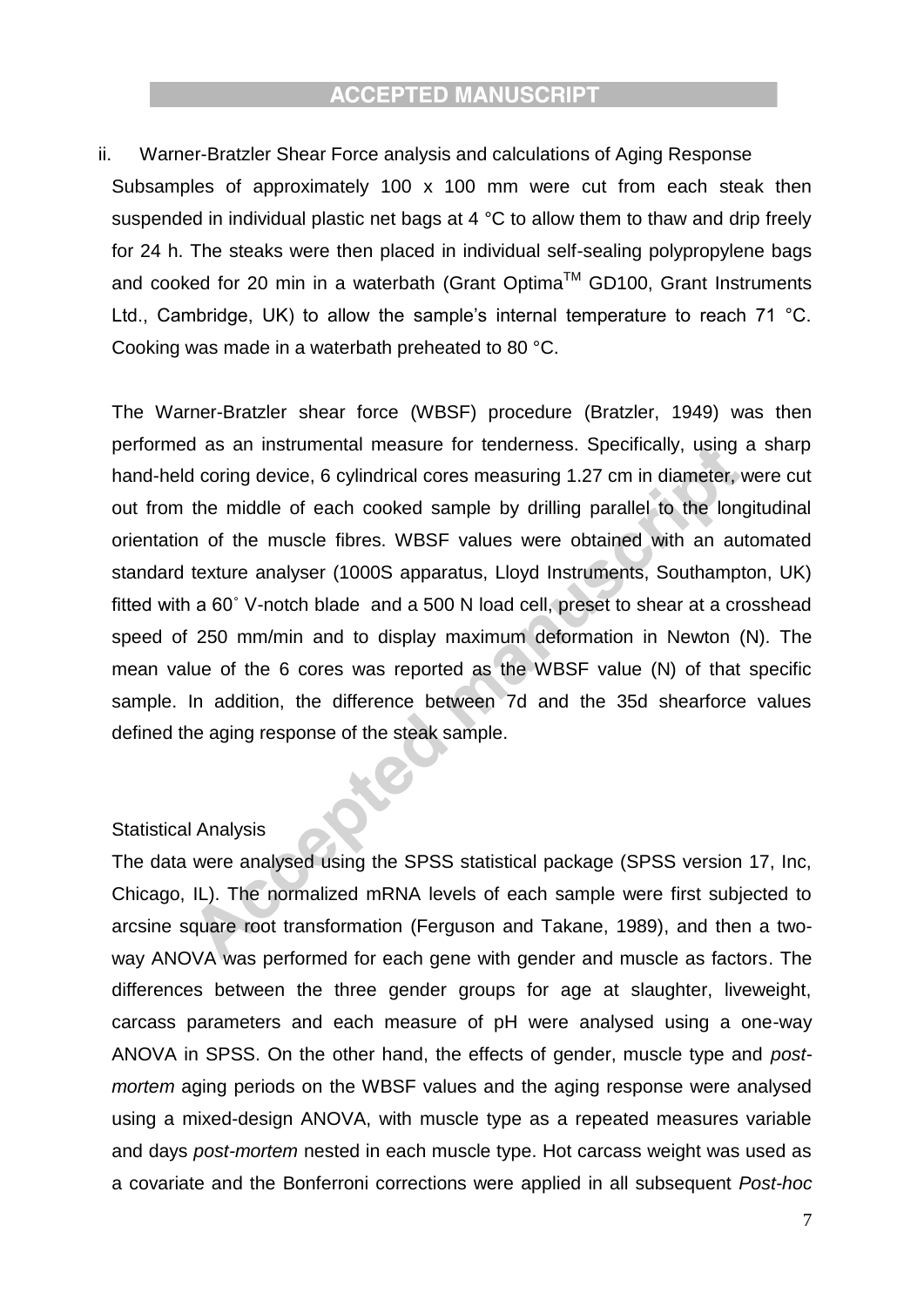ii. Warner-Bratzler Shear Force analysis and calculations of Aging Response

Subsamples of approximately 100 x 100 mm were cut from each steak then suspended in individual plastic net bags at 4 °C to allow them to thaw and drip freely for 24 h. The steaks were then placed in individual self-sealing polypropylene bags and cooked for 20 min in a waterbath (Grant Optima$^{TM}$ GD100, Grant Instruments Ltd., Cambridge, UK) to allow the sample's internal temperature to reach 71 °C. Cooking was made in a waterbath preheated to 80 °C.

The Warner-Bratzler shear force (WBSF) procedure (Bratzler, 1949) was then performed as an instrumental measure for tenderness. Specifically, using a sharp hand-held coring device, 6 cylindrical cores measuring 1.27 cm in diameter, were cut out from the middle of each cooked sample by drilling parallel to the longitudinal orientation of the muscle fibres. WBSF values were obtained with an automated standard texture analyser (1000S apparatus, Lloyd Instruments, Southampton, UK) fitted with a 60˚ V-notch blade and a 500 N load cell, preset to shear at a crosshead speed of 250 mm/min and to display maximum deformation in Newton (N). The mean value of the 6 cores was reported as the WBSF value (N) of that specific sample. In addition, the difference between 7d and the 35d shearforce values defined the aging response of the steak sample.

Statistical Analysis

The data were analysed using the SPSS statistical package (SPSS version 17, Inc, Chicago, IL). The normalized mRNA levels of each sample were first subjected to arcsine square root transformation (Ferguson and Takane, 1989), and then a two-way ANOVA was performed for each gene with gender and muscle as factors. The differences between the three gender groups for age at slaughter, liveweight, carcass parameters and each measure of pH were analysed using a one-way ANOVA in SPSS. On the other hand, the effects of gender, muscle type and *post-mortem* aging periods on the WBSF values and the aging response were analysed using a mixed-design ANOVA, with muscle type as a repeated measures variable and days *post-mortem* nested in each muscle type. Hot carcass weight was used as a covariate and the Bonferroni corrections were applied in all subsequent *Post-hoc*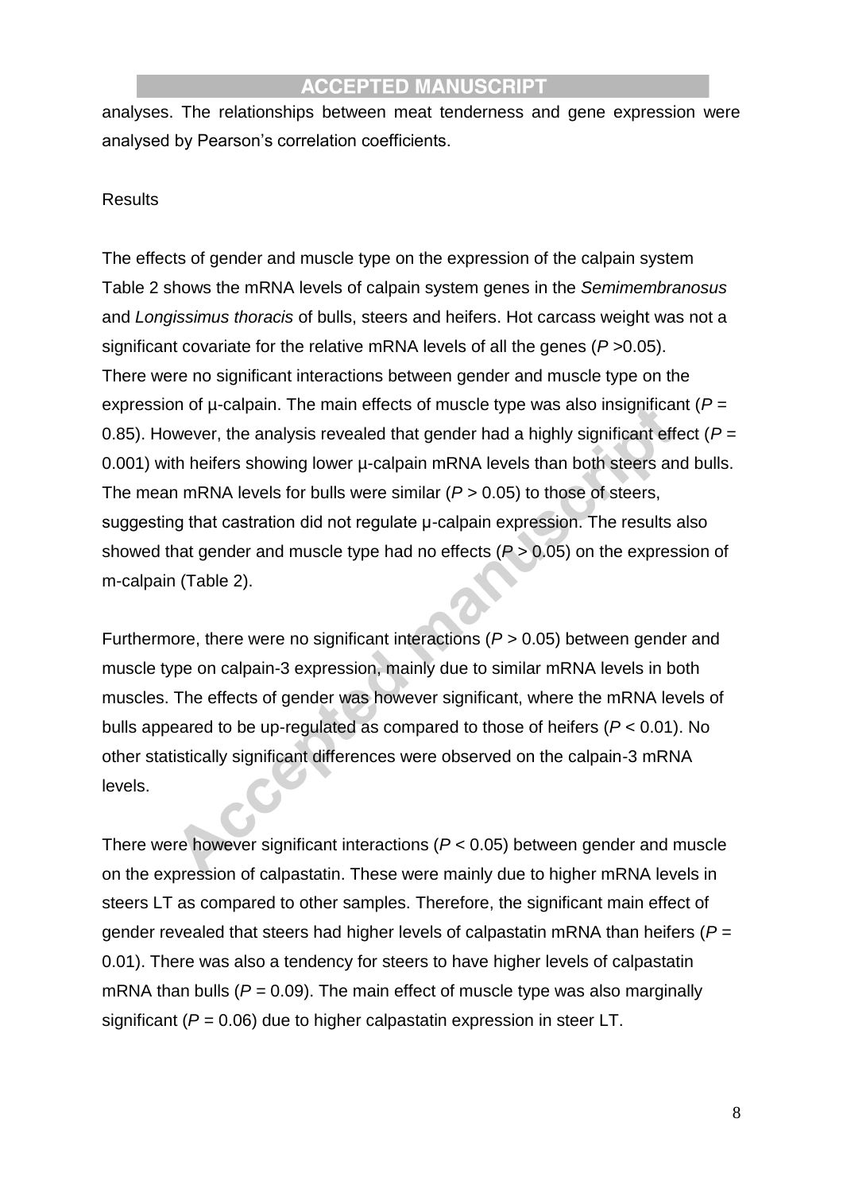analyses. The relationships between meat tenderness and gene expression were analysed by Pearson's correlation coefficients.

## Results

### The effects of gender and muscle type on the expression of the calpain system

Table 2 shows the mRNA levels of calpain system genes in the *Semimembranosus* and *Longissimus thoracis* of bulls, steers and heifers. Hot carcass weight was not a significant covariate for the relative mRNA levels of all the genes ($P$ >0.05). There were no significant interactions between gender and muscle type on the expression of µ-calpain. The main effects of muscle type was also insignificant ($P$ = 0.85). However, the analysis revealed that gender had a highly significant effect ($P$ = 0.001) with heifers showing lower µ-calpain mRNA levels than both steers and bulls. The mean mRNA levels for bulls were similar ($P$ > 0.05) to those of steers, suggesting that castration did not regulate µ-calpain expression. The results also showed that gender and muscle type had no effects ($P$ > 0.05) on the expression of m-calpain (Table 2).

Furthermore, there were no significant interactions ($P$ > 0.05) between gender and muscle type on calpain-3 expression, mainly due to similar mRNA levels in both muscles. The effects of gender was however significant, where the mRNA levels of bulls appeared to be up-regulated as compared to those of heifers ($P$ < 0.01). No other statistically significant differences were observed on the calpain-3 mRNA levels.

There were however significant interactions ($P$ < 0.05) between gender and muscle on the expression of calpastatin. These were mainly due to higher mRNA levels in steers LT as compared to other samples. Therefore, the significant main effect of gender revealed that steers had higher levels of calpastatin mRNA than heifers ($P$ = 0.01). There was also a tendency for steers to have higher levels of calpastatin mRNA than bulls ($P$ = 0.09). The main effect of muscle type was also marginally significant ($P$ = 0.06) due to higher calpastatin expression in steer LT.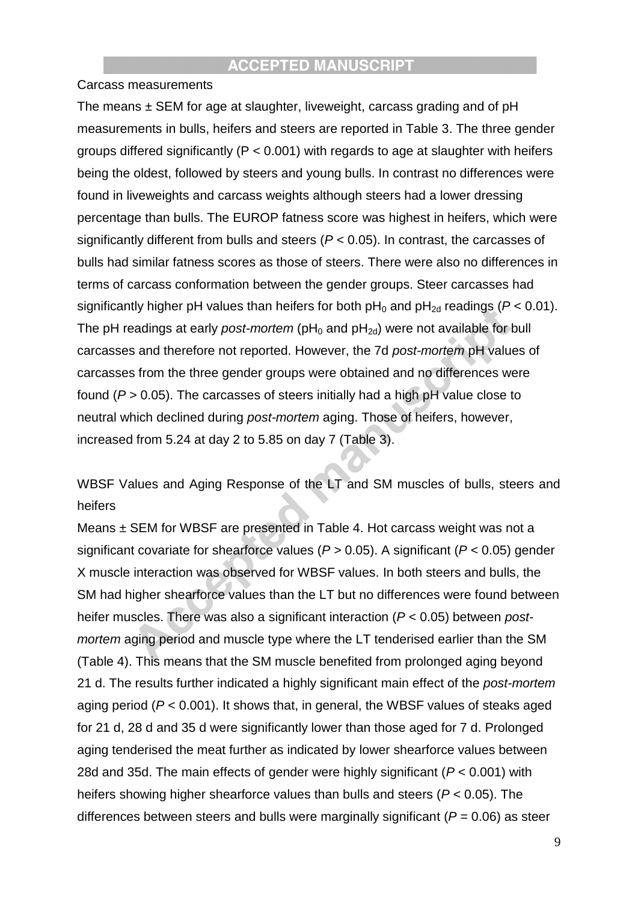Carcass measurements

The means ± SEM for age at slaughter, liveweight, carcass grading and of pH measurements in bulls, heifers and steers are reported in Table 3. The three gender groups differed significantly ($P < 0.001$) with regards to age at slaughter with heifers being the oldest, followed by steers and young bulls. In contrast no differences were found in liveweights and carcass weights although steers had a lower dressing percentage than bulls. The EUROP fatness score was highest in heifers, which were significantly different from bulls and steers ($P < 0.05$). In contrast, the carcasses of bulls had similar fatness scores as those of steers. There were also no differences in terms of carcass conformation between the gender groups. Steer carcasses had significantly higher pH values than heifers for both $pH_0$ and $pH_{2d}$ readings ($P < 0.01$). The pH readings at early *post-mortem* ($pH_0$ and $pH_{2d}$) were not available for bull carcasses and therefore not reported. However, the 7d *post-mortem* pH values of carcasses from the three gender groups were obtained and no differences were found ($P > 0.05$). The carcasses of steers initially had a high pH value close to neutral which declined during *post-mortem* aging. Those of heifers, however, increased from 5.24 at day 2 to 5.85 on day 7 (Table 3).

WBSF Values and Aging Response of the LT and SM muscles of bulls, steers and heifers

Means ± SEM for WBSF are presented in Table 4. Hot carcass weight was not a significant covariate for shearforce values ($P > 0.05$). A significant ($P < 0.05$) gender X muscle interaction was observed for WBSF values. In both steers and bulls, the SM had higher shearforce values than the LT but no differences were found between heifer muscles. There was also a significant interaction ($P < 0.05$) between *post-mortem* aging period and muscle type where the LT tenderised earlier than the SM (Table 4). This means that the SM muscle benefited from prolonged aging beyond 21 d. The results further indicated a highly significant main effect of the *post-mortem* aging period ($P < 0.001$). It shows that, in general, the WBSF values of steaks aged for 21 d, 28 d and 35 d were significantly lower than those aged for 7 d. Prolonged aging tenderised the meat further as indicated by lower shearforce values between 28d and 35d. The main effects of gender were highly significant ($P < 0.001$) with heifers showing higher shearforce values than bulls and steers ($P < 0.05$). The differences between steers and bulls were marginally significant ($P = 0.06$) as steer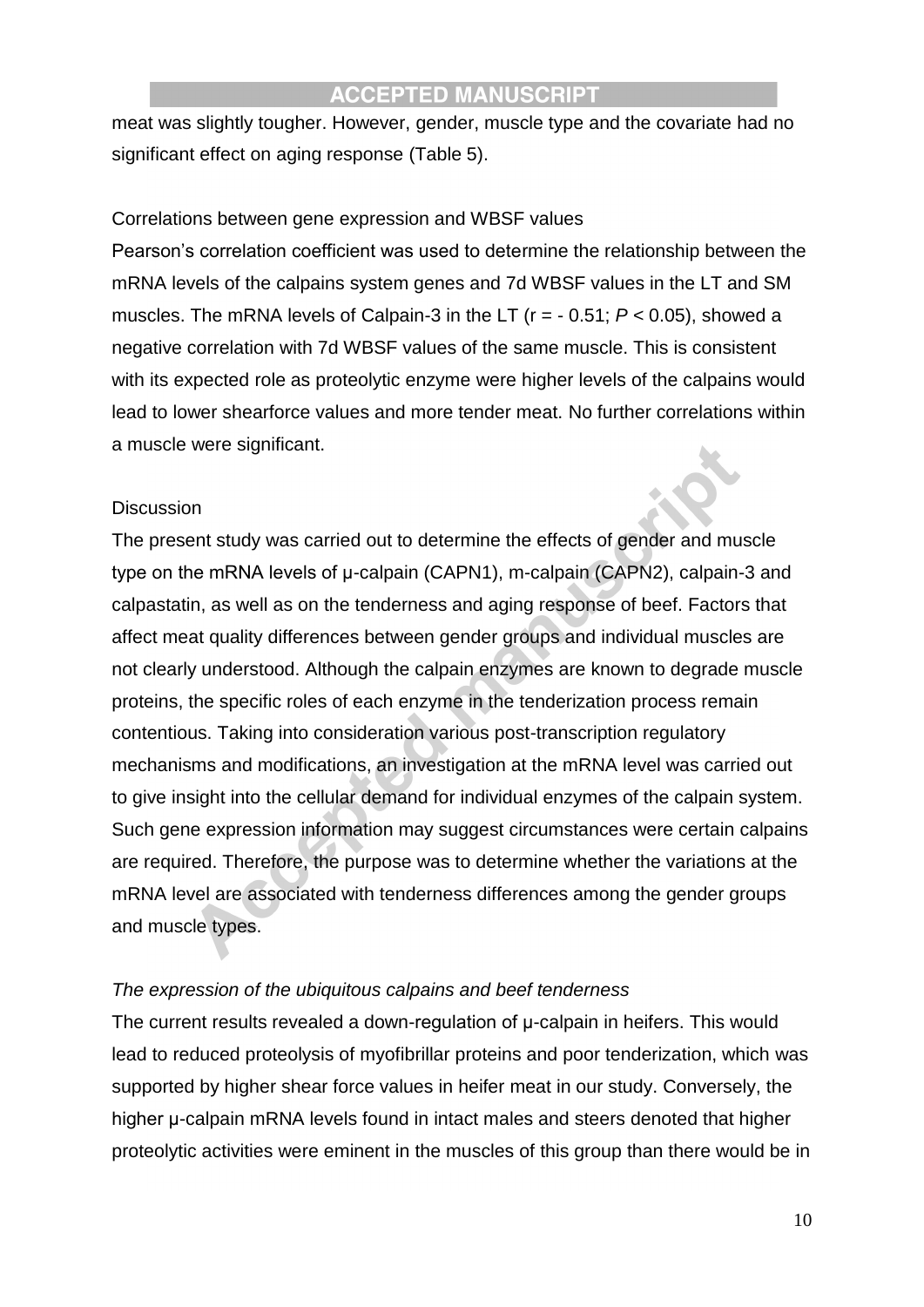meat was slightly tougher. However, gender, muscle type and the covariate had no significant effect on aging response (Table 5).

Correlations between gene expression and WBSF values

Pearson's correlation coefficient was used to determine the relationship between the mRNA levels of the calpains system genes and 7d WBSF values in the LT and SM muscles. The mRNA levels of Calpain-3 in the LT ($r = -0.51$; $P < 0.05$), showed a negative correlation with 7d WBSF values of the same muscle. This is consistent with its expected role as proteolytic enzyme were higher levels of the calpains would lead to lower shearforce values and more tender meat. No further correlations within a muscle were significant.

Discussion

The present study was carried out to determine the effects of gender and muscle type on the mRNA levels of µ-calpain (CAPN1), m-calpain (CAPN2), calpain-3 and calpastatin, as well as on the tenderness and aging response of beef. Factors that affect meat quality differences between gender groups and individual muscles are not clearly understood. Although the calpain enzymes are known to degrade muscle proteins, the specific roles of each enzyme in the tenderization process remain contentious. Taking into consideration various post-transcription regulatory mechanisms and modifications, an investigation at the mRNA level was carried out to give insight into the cellular demand for individual enzymes of the calpain system. Such gene expression information may suggest circumstances were certain calpains are required. Therefore, the purpose was to determine whether the variations at the mRNA level are associated with tenderness differences among the gender groups and muscle types.

*The expression of the ubiquitous calpains and beef tenderness*

The current results revealed a down-regulation of µ-calpain in heifers. This would lead to reduced proteolysis of myofibrillar proteins and poor tenderization, which was supported by higher shear force values in heifer meat in our study. Conversely, the higher µ-calpain mRNA levels found in intact males and steers denoted that higher proteolytic activities were eminent in the muscles of this group than there would be in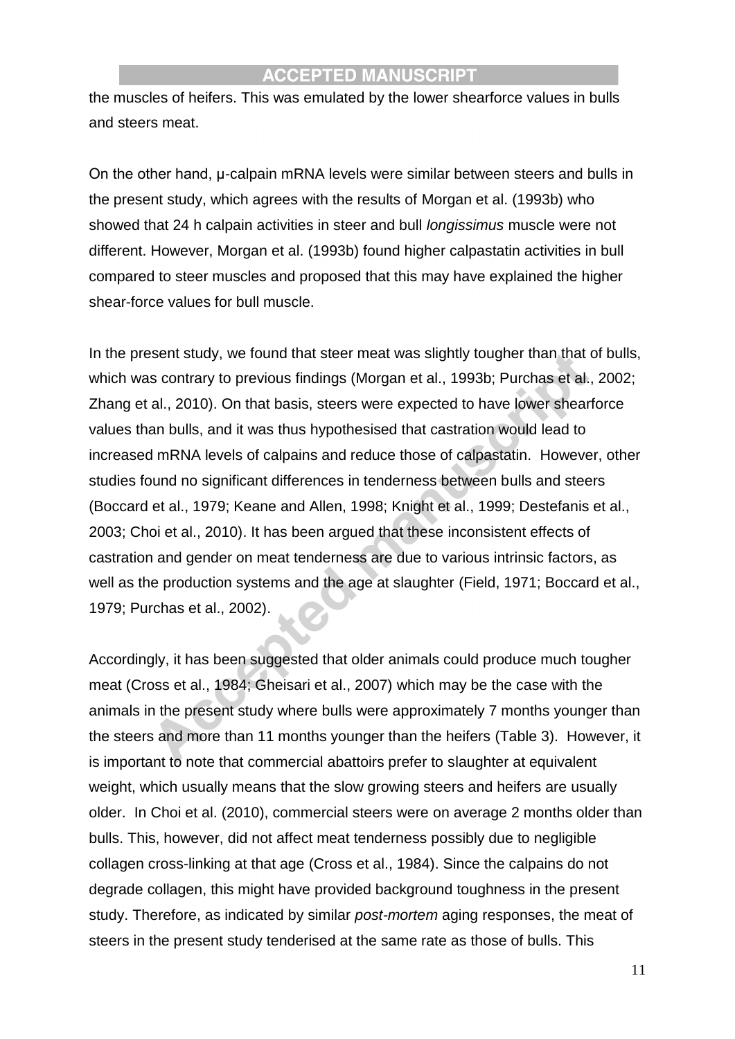the muscles of heifers. This was emulated by the lower shearforce values in bulls and steers meat.

On the other hand, μ-calpain mRNA levels were similar between steers and bulls in the present study, which agrees with the results of Morgan et al. (1993b) who showed that 24 h calpain activities in steer and bull *longissimus* muscle were not different. However, Morgan et al. (1993b) found higher calpastatin activities in bull compared to steer muscles and proposed that this may have explained the higher shear-force values for bull muscle.

In the present study, we found that steer meat was slightly tougher than that of bulls, which was contrary to previous findings (Morgan et al., 1993b; Purchas et al., 2002; Zhang et al., 2010). On that basis, steers were expected to have lower shearforce values than bulls, and it was thus hypothesised that castration would lead to increased mRNA levels of calpains and reduce those of calpastatin. However, other studies found no significant differences in tenderness between bulls and steers (Boccard et al., 1979; Keane and Allen, 1998; Knight et al., 1999; Destefanis et al., 2003; Choi et al., 2010). It has been argued that these inconsistent effects of castration and gender on meat tenderness are due to various intrinsic factors, as well as the production systems and the age at slaughter (Field, 1971; Boccard et al., 1979; Purchas et al., 2002).

Accordingly, it has been suggested that older animals could produce much tougher meat (Cross et al., 1984; Gheisari et al., 2007) which may be the case with the animals in the present study where bulls were approximately 7 months younger than the steers and more than 11 months younger than the heifers (Table 3). However, it is important to note that commercial abattoirs prefer to slaughter at equivalent weight, which usually means that the slow growing steers and heifers are usually older. In Choi et al. (2010), commercial steers were on average 2 months older than bulls. This, however, did not affect meat tenderness possibly due to negligible collagen cross-linking at that age (Cross et al., 1984). Since the calpains do not degrade collagen, this might have provided background toughness in the present study. Therefore, as indicated by similar *post-mortem* aging responses, the meat of steers in the present study tenderised at the same rate as those of bulls. This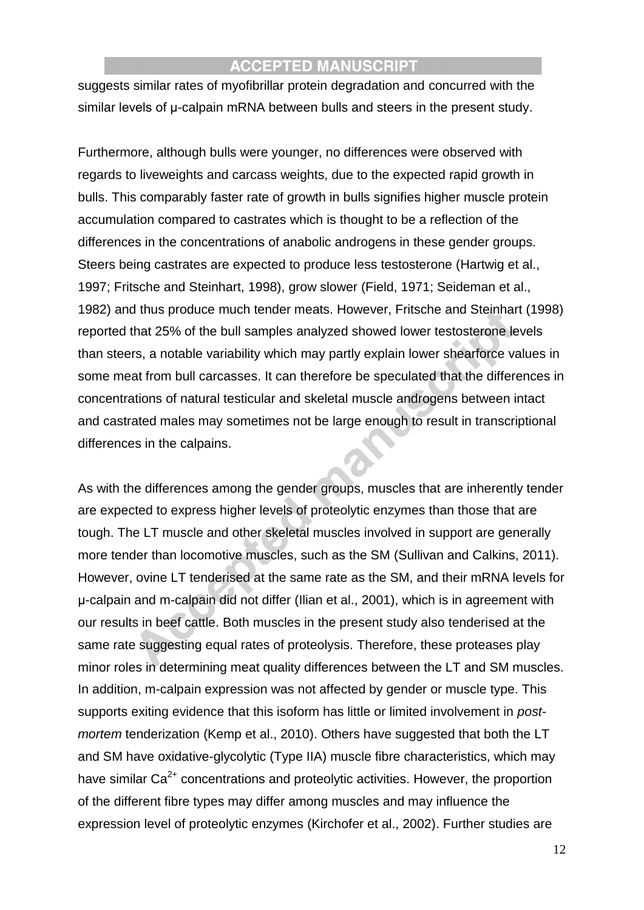suggests similar rates of myofibrillar protein degradation and concurred with the similar levels of µ-calpain mRNA between bulls and steers in the present study.

Furthermore, although bulls were younger, no differences were observed with regards to liveweights and carcass weights, due to the expected rapid growth in bulls. This comparably faster rate of growth in bulls signifies higher muscle protein accumulation compared to castrates which is thought to be a reflection of the differences in the concentrations of anabolic androgens in these gender groups. Steers being castrates are expected to produce less testosterone (Hartwig et al., 1997; Fritsche and Steinhart, 1998), grow slower (Field, 1971; Seideman et al., 1982) and thus produce much tender meats. However, Fritsche and Steinhart (1998) reported that 25% of the bull samples analyzed showed lower testosterone levels than steers, a notable variability which may partly explain lower shearforce values in some meat from bull carcasses. It can therefore be speculated that the differences in concentrations of natural testicular and skeletal muscle androgens between intact and castrated males may sometimes not be large enough to result in transcriptional differences in the calpains.

As with the differences among the gender groups, muscles that are inherently tender are expected to express higher levels of proteolytic enzymes than those that are tough. The LT muscle and other skeletal muscles involved in support are generally more tender than locomotive muscles, such as the SM (Sullivan and Calkins, 2011). However, ovine LT tenderised at the same rate as the SM, and their mRNA levels for µ-calpain and m-calpain did not differ (Ilian et al., 2001), which is in agreement with our results in beef cattle. Both muscles in the present study also tenderised at the same rate suggesting equal rates of proteolysis. Therefore, these proteases play minor roles in determining meat quality differences between the LT and SM muscles. In addition, m-calpain expression was not affected by gender or muscle type. This supports exiting evidence that this isoform has little or limited involvement in *post-mortem* tenderization (Kemp et al., 2010). Others have suggested that both the LT and SM have oxidative-glycolytic (Type IIA) muscle fibre characteristics, which may have similar $Ca^{2+}$ concentrations and proteolytic activities. However, the proportion of the different fibre types may differ among muscles and may influence the expression level of proteolytic enzymes (Kirchofer et al., 2002). Further studies are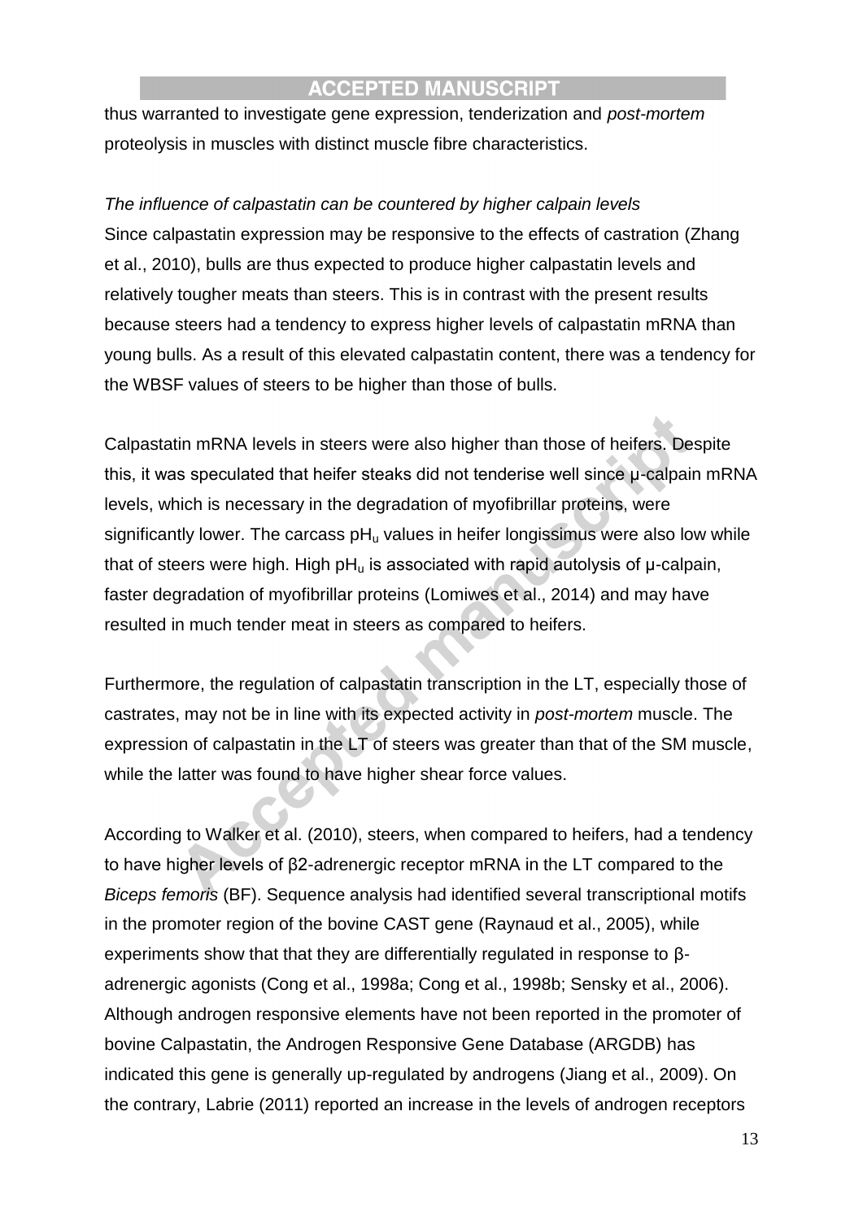thus warranted to investigate gene expression, tenderization and *post-mortem* proteolysis in muscles with distinct muscle fibre characteristics.

*The influence of calpastatin can be countered by higher calpain levels*

Since calpastatin expression may be responsive to the effects of castration (Zhang et al., 2010), bulls are thus expected to produce higher calpastatin levels and relatively tougher meats than steers. This is in contrast with the present results because steers had a tendency to express higher levels of calpastatin mRNA than young bulls. As a result of this elevated calpastatin content, there was a tendency for the WBSF values of steers to be higher than those of bulls.

Calpastatin mRNA levels in steers were also higher than those of heifers. Despite this, it was speculated that heifer steaks did not tenderise well since μ-calpain mRNA levels, which is necessary in the degradation of myofibrillar proteins, were significantly lower. The carcass $pH_u$ values in heifer longissimus were also low while that of steers were high. High $pH_u$ is associated with rapid autolysis of μ-calpain, faster degradation of myofibrillar proteins (Lomiwes et al., 2014) and may have resulted in much tender meat in steers as compared to heifers.

Furthermore, the regulation of calpastatin transcription in the LT, especially those of castrates, may not be in line with its expected activity in *post-mortem* muscle. The expression of calpastatin in the LT of steers was greater than that of the SM muscle, while the latter was found to have higher shear force values.

According to Walker et al. (2010), steers, when compared to heifers, had a tendency to have higher levels of β2-adrenergic receptor mRNA in the LT compared to the *Biceps femoris* (BF). Sequence analysis had identified several transcriptional motifs in the promoter region of the bovine CAST gene (Raynaud et al., 2005), while experiments show that that they are differentially regulated in response to β-adrenergic agonists (Cong et al., 1998a; Cong et al., 1998b; Sensky et al., 2006). Although androgen responsive elements have not been reported in the promoter of bovine Calpastatin, the Androgen Responsive Gene Database (ARGDB) has indicated this gene is generally up-regulated by androgens (Jiang et al., 2009). On the contrary, Labrie (2011) reported an increase in the levels of androgen receptors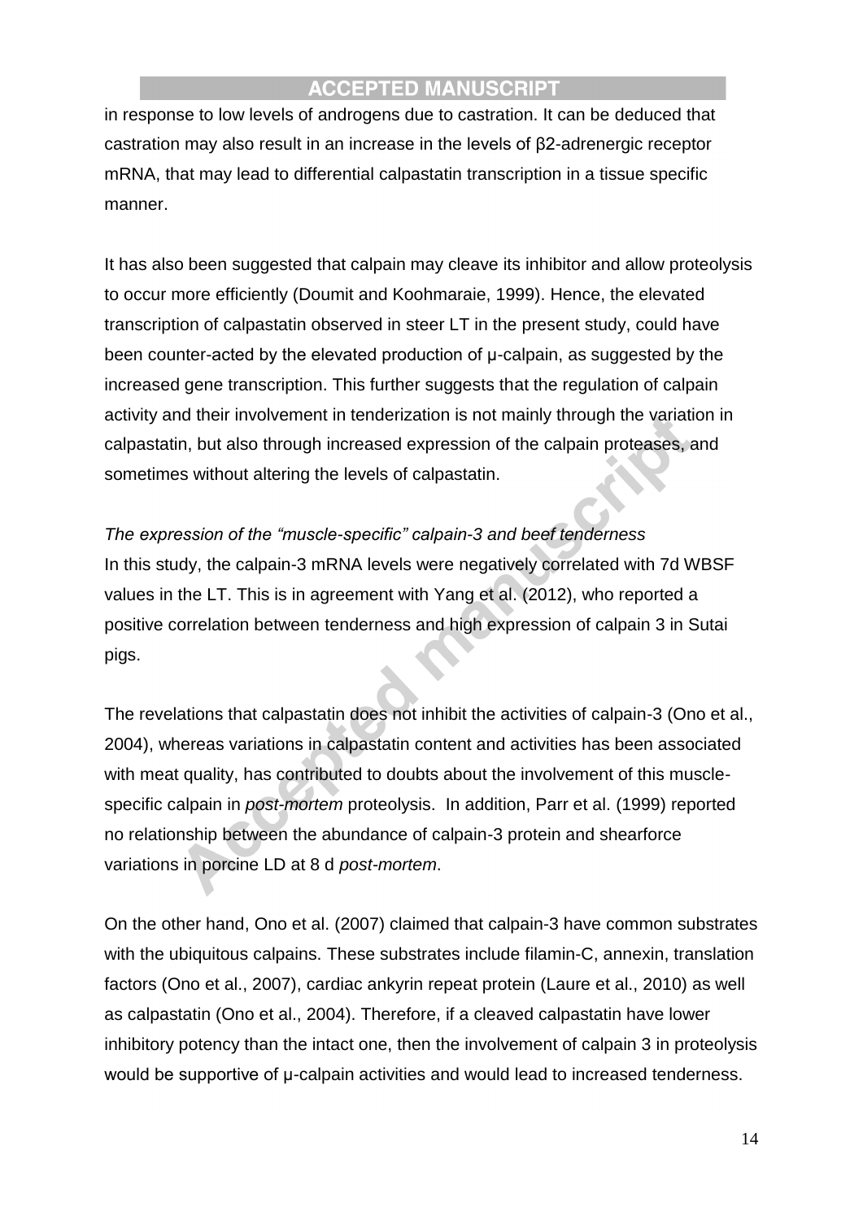in response to low levels of androgens due to castration. It can be deduced that castration may also result in an increase in the levels of β2-adrenergic receptor mRNA, that may lead to differential calpastatin transcription in a tissue specific manner.

It has also been suggested that calpain may cleave its inhibitor and allow proteolysis to occur more efficiently (Doumit and Koohmaraie, 1999). Hence, the elevated transcription of calpastatin observed in steer LT in the present study, could have been counter-acted by the elevated production of μ-calpain, as suggested by the increased gene transcription. This further suggests that the regulation of calpain activity and their involvement in tenderization is not mainly through the variation in calpastatin, but also through increased expression of the calpain proteases, and sometimes without altering the levels of calpastatin.

*The expression of the "muscle-specific" calpain-3 and beef tenderness*

In this study, the calpain-3 mRNA levels were negatively correlated with 7d WBSF values in the LT. This is in agreement with Yang et al. (2012), who reported a positive correlation between tenderness and high expression of calpain 3 in Sutai pigs.

The revelations that calpastatin does not inhibit the activities of calpain-3 (Ono et al., 2004), whereas variations in calpastatin content and activities has been associated with meat quality, has contributed to doubts about the involvement of this muscle-specific calpain in *post-mortem* proteolysis. In addition, Parr et al. (1999) reported no relationship between the abundance of calpain-3 protein and shearforce variations in porcine LD at 8 d *post-mortem*.

On the other hand, Ono et al. (2007) claimed that calpain-3 have common substrates with the ubiquitous calpains. These substrates include filamin-C, annexin, translation factors (Ono et al., 2007), cardiac ankyrin repeat protein (Laure et al., 2010) as well as calpastatin (Ono et al., 2004). Therefore, if a cleaved calpastatin have lower inhibitory potency than the intact one, then the involvement of calpain 3 in proteolysis would be supportive of μ-calpain activities and would lead to increased tenderness.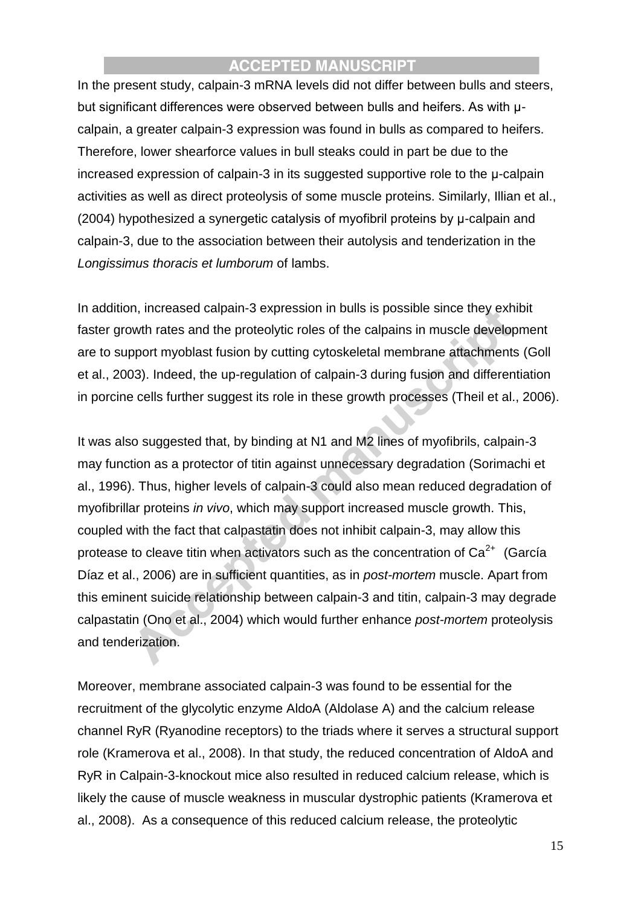In the present study, calpain-3 mRNA levels did not differ between bulls and steers, but significant differences were observed between bulls and heifers. As with μ-calpain, a greater calpain-3 expression was found in bulls as compared to heifers. Therefore, lower shearforce values in bull steaks could in part be due to the increased expression of calpain-3 in its suggested supportive role to the μ-calpain activities as well as direct proteolysis of some muscle proteins. Similarly, Illian et al., (2004) hypothesized a synergetic catalysis of myofibril proteins by μ-calpain and calpain-3, due to the association between their autolysis and tenderization in the *Longissimus thoracis et lumborum* of lambs.

In addition, increased calpain-3 expression in bulls is possible since they exhibit faster growth rates and the proteolytic roles of the calpains in muscle development are to support myoblast fusion by cutting cytoskeletal membrane attachments (Goll et al., 2003). Indeed, the up-regulation of calpain-3 during fusion and differentiation in porcine cells further suggest its role in these growth processes (Theil et al., 2006).

It was also suggested that, by binding at N1 and M2 lines of myofibrils, calpain-3 may function as a protector of titin against unnecessary degradation (Sorimachi et al., 1996). Thus, higher levels of calpain-3 could also mean reduced degradation of myofibrillar proteins *in vivo*, which may support increased muscle growth. This, coupled with the fact that calpastatin does not inhibit calpain-3, may allow this protease to cleave titin when activators such as the concentration of $Ca^{2+}$ (García Díaz et al., 2006) are in sufficient quantities, as in *post-mortem* muscle. Apart from this eminent suicide relationship between calpain-3 and titin, calpain-3 may degrade calpastatin (Ono et al., 2004) which would further enhance *post-mortem* proteolysis and tenderization.

Moreover, membrane associated calpain-3 was found to be essential for the recruitment of the glycolytic enzyme AldoA (Aldolase A) and the calcium release channel RyR (Ryanodine receptors) to the triads where it serves a structural support role (Kramerova et al., 2008). In that study, the reduced concentration of AldoA and RyR in Calpain-3-knockout mice also resulted in reduced calcium release, which is likely the cause of muscle weakness in muscular dystrophic patients (Kramerova et al., 2008). As a consequence of this reduced calcium release, the proteolytic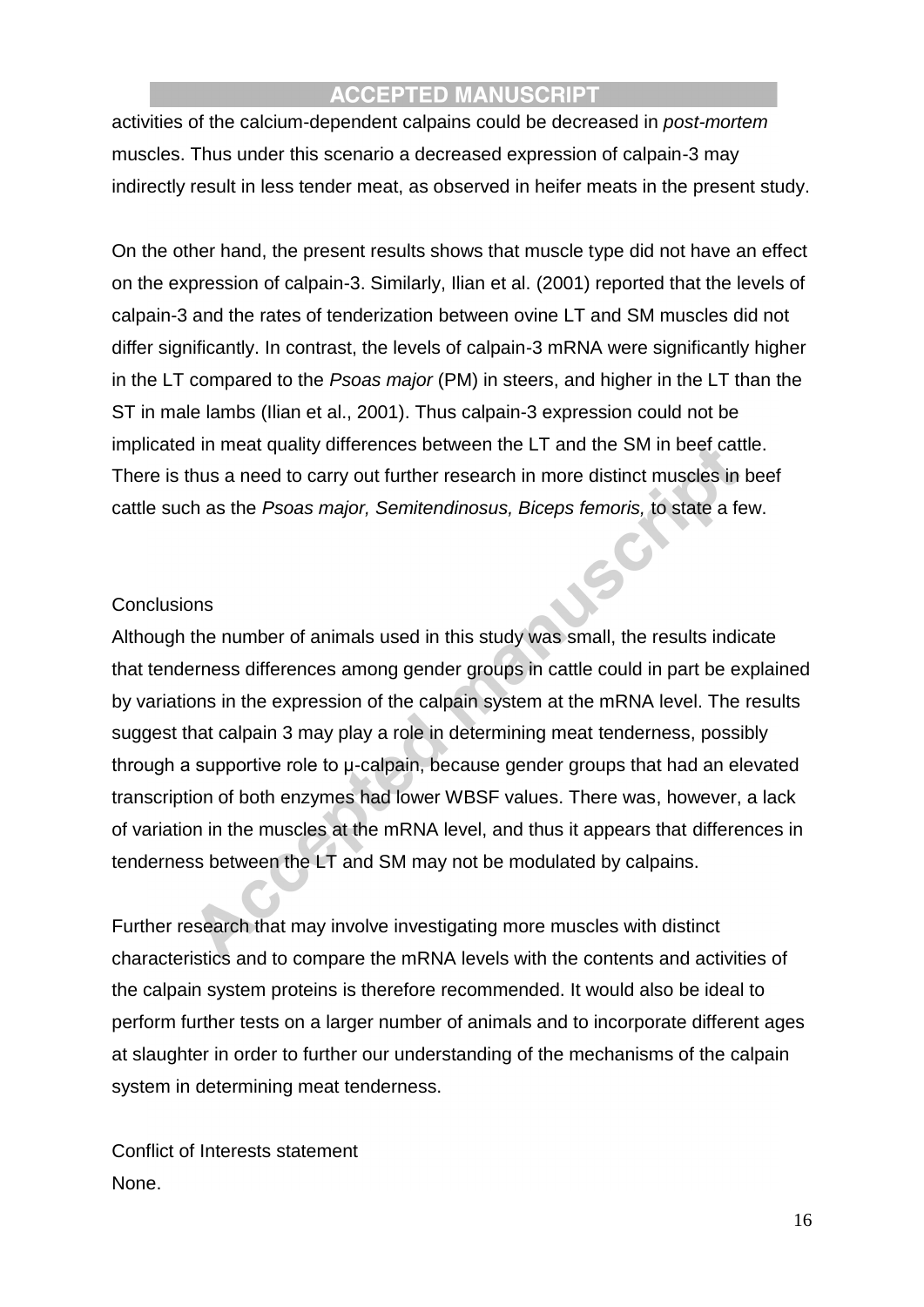activities of the calcium-dependent calpains could be decreased in *post-mortem* muscles. Thus under this scenario a decreased expression of calpain-3 may indirectly result in less tender meat, as observed in heifer meats in the present study.

On the other hand, the present results shows that muscle type did not have an effect on the expression of calpain-3. Similarly, Ilian et al. (2001) reported that the levels of calpain-3 and the rates of tenderization between ovine LT and SM muscles did not differ significantly. In contrast, the levels of calpain-3 mRNA were significantly higher in the LT compared to the *Psoas major* (PM) in steers, and higher in the LT than the ST in male lambs (Ilian et al., 2001). Thus calpain-3 expression could not be implicated in meat quality differences between the LT and the SM in beef cattle. There is thus a need to carry out further research in more distinct muscles in beef cattle such as the *Psoas major, Semitendinosus, Biceps femoris,* to state a few.

## Conclusions

Although the number of animals used in this study was small, the results indicate that tenderness differences among gender groups in cattle could in part be explained by variations in the expression of the calpain system at the mRNA level. The results suggest that calpain 3 may play a role in determining meat tenderness, possibly through a supportive role to μ-calpain, because gender groups that had an elevated transcription of both enzymes had lower WBSF values. There was, however, a lack of variation in the muscles at the mRNA level, and thus it appears that differences in tenderness between the LT and SM may not be modulated by calpains.

Further research that may involve investigating more muscles with distinct characteristics and to compare the mRNA levels with the contents and activities of the calpain system proteins is therefore recommended. It would also be ideal to perform further tests on a larger number of animals and to incorporate different ages at slaughter in order to further our understanding of the mechanisms of the calpain system in determining meat tenderness.

Conflict of Interests statement

None.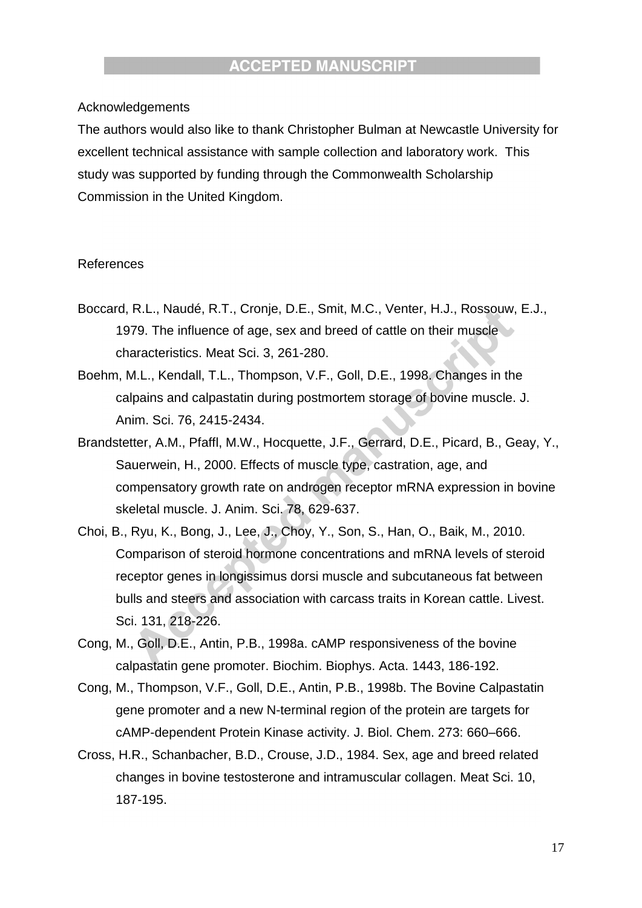Acknowledgements

The authors would also like to thank Christopher Bulman at Newcastle University for excellent technical assistance with sample collection and laboratory work. This study was supported by funding through the Commonwealth Scholarship Commission in the United Kingdom.

References

Boccard, R.L., Naudé, R.T., Cronje, D.E., Smit, M.C., Venter, H.J., Rossouw, E.J., 1979. The influence of age, sex and breed of cattle on their muscle characteristics. Meat Sci. 3, 261-280.

Boehm, M.L., Kendall, T.L., Thompson, V.F., Goll, D.E., 1998. Changes in the calpains and calpastatin during postmortem storage of bovine muscle. J. Anim. Sci. 76, 2415-2434.

Brandstetter, A.M., Pfaffl, M.W., Hocquette, J.F., Gerrard, D.E., Picard, B., Geay, Y., Sauerwein, H., 2000. Effects of muscle type, castration, age, and compensatory growth rate on androgen receptor mRNA expression in bovine skeletal muscle. J. Anim. Sci. 78, 629-637.

Choi, B., Ryu, K., Bong, J., Lee, J., Choy, Y., Son, S., Han, O., Baik, M., 2010. Comparison of steroid hormone concentrations and mRNA levels of steroid receptor genes in longissimus dorsi muscle and subcutaneous fat between bulls and steers and association with carcass traits in Korean cattle. Livest. Sci. 131, 218-226.

Cong, M., Goll, D.E., Antin, P.B., 1998a. cAMP responsiveness of the bovine calpastatin gene promoter. Biochim. Biophys. Acta. 1443, 186-192.

Cong, M., Thompson, V.F., Goll, D.E., Antin, P.B., 1998b. The Bovine Calpastatin gene promoter and a new N-terminal region of the protein are targets for cAMP-dependent Protein Kinase activity. J. Biol. Chem. 273: 660–666.

Cross, H.R., Schanbacher, B.D., Crouse, J.D., 1984. Sex, age and breed related changes in bovine testosterone and intramuscular collagen. Meat Sci. 10, 187-195.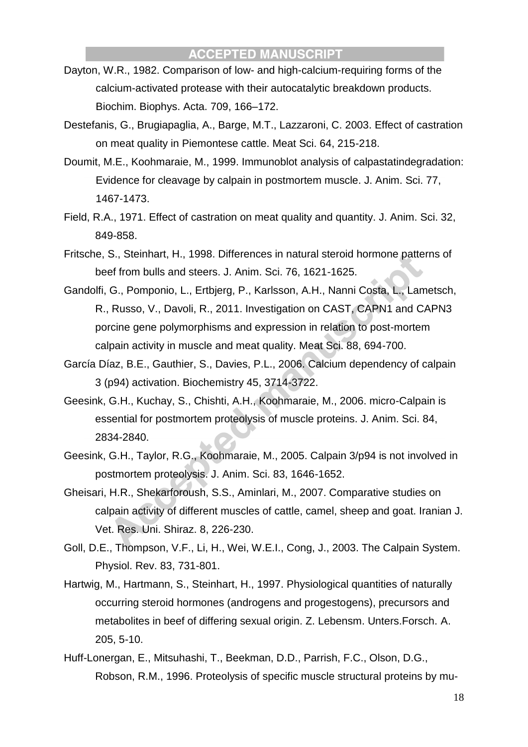Dayton, W.R., 1982. Comparison of low- and high-calcium-requiring forms of the calcium-activated protease with their autocatalytic breakdown products. Biochim. Biophys. Acta. 709, 166–172.

Destefanis, G., Brugiapaglia, A., Barge, M.T., Lazzaroni, C. 2003. Effect of castration on meat quality in Piemontese cattle. Meat Sci. 64, 215-218.

Doumit, M.E., Koohmaraie, M., 1999. Immunoblot analysis of calpastatindegradation: Evidence for cleavage by calpain in postmortem muscle. J. Anim. Sci. 77, 1467-1473.

Field, R.A., 1971. Effect of castration on meat quality and quantity. J. Anim. Sci. 32, 849-858.

Fritsche, S., Steinhart, H., 1998. Differences in natural steroid hormone patterns of beef from bulls and steers. J. Anim. Sci. 76, 1621-1625.

Gandolfi, G., Pomponio, L., Ertbjerg, P., Karlsson, A.H., Nanni Costa, L., Lametsch, R., Russo, V., Davoli, R., 2011. Investigation on CAST, CAPN1 and CAPN3 porcine gene polymorphisms and expression in relation to post-mortem calpain activity in muscle and meat quality. Meat Sci. 88, 694-700.

García Díaz, B.E., Gauthier, S., Davies, P.L., 2006. Calcium dependency of calpain 3 (p94) activation. Biochemistry 45, 3714-3722.

Geesink, G.H., Kuchay, S., Chishti, A.H., Koohmaraie, M., 2006. micro-Calpain is essential for postmortem proteolysis of muscle proteins. J. Anim. Sci. 84, 2834-2840.

Geesink, G.H., Taylor, R.G., Koohmaraie, M., 2005. Calpain 3/p94 is not involved in postmortem proteolysis. J. Anim. Sci. 83, 1646-1652.

Gheisari, H.R., Shekarforoush, S.S., Aminlari, M., 2007. Comparative studies on calpain activity of different muscles of cattle, camel, sheep and goat. Iranian J. Vet. Res. Uni. Shiraz. 8, 226-230.

Goll, D.E., Thompson, V.F., Li, H., Wei, W.E.I., Cong, J., 2003. The Calpain System. Physiol. Rev. 83, 731-801.

Hartwig, M., Hartmann, S., Steinhart, H., 1997. Physiological quantities of naturally occurring steroid hormones (androgens and progestogens), precursors and metabolites in beef of differing sexual origin. Z. Lebensm. Unters.Forsch. A. 205, 5-10.

Huff-Lonergan, E., Mitsuhashi, T., Beekman, D.D., Parrish, F.C., Olson, D.G., Robson, R.M., 1996. Proteolysis of specific muscle structural proteins by mu-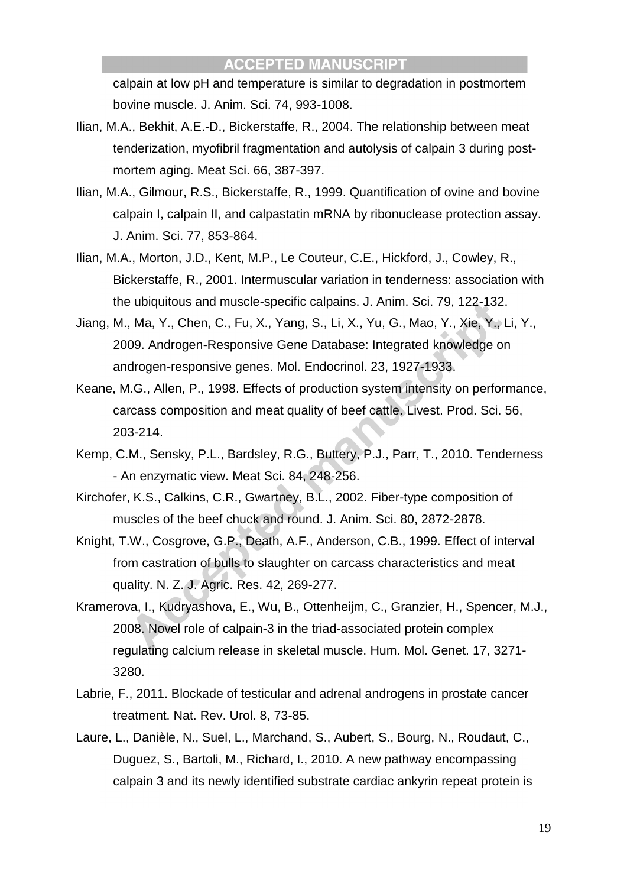calpain at low pH and temperature is similar to degradation in postmortem bovine muscle. J. Anim. Sci. 74, 993-1008.

Ilian, M.A., Bekhit, A.E.-D., Bickerstaffe, R., 2004. The relationship between meat tenderization, myofibril fragmentation and autolysis of calpain 3 during post-mortem aging. Meat Sci. 66, 387-397.

Ilian, M.A., Gilmour, R.S., Bickerstaffe, R., 1999. Quantification of ovine and bovine calpain I, calpain II, and calpastatin mRNA by ribonuclease protection assay. J. Anim. Sci. 77, 853-864.

Ilian, M.A., Morton, J.D., Kent, M.P., Le Couteur, C.E., Hickford, J., Cowley, R., Bickerstaffe, R., 2001. Intermuscular variation in tenderness: association with the ubiquitous and muscle-specific calpains. J. Anim. Sci. 79, 122-132.

Jiang, M., Ma, Y., Chen, C., Fu, X., Yang, S., Li, X., Yu, G., Mao, Y., Xie, Y., Li, Y., 2009. Androgen-Responsive Gene Database: Integrated knowledge on androgen-responsive genes. Mol. Endocrinol. 23, 1927-1933.

Keane, M.G., Allen, P., 1998. Effects of production system intensity on performance, carcass composition and meat quality of beef cattle. Livest. Prod. Sci. 56, 203-214.

Kemp, C.M., Sensky, P.L., Bardsley, R.G., Buttery, P.J., Parr, T., 2010. Tenderness - An enzymatic view. Meat Sci. 84, 248-256.

Kirchofer, K.S., Calkins, C.R., Gwartney, B.L., 2002. Fiber-type composition of muscles of the beef chuck and round. J. Anim. Sci. 80, 2872-2878.

Knight, T.W., Cosgrove, G.P., Death, A.F., Anderson, C.B., 1999. Effect of interval from castration of bulls to slaughter on carcass characteristics and meat quality. N. Z. J. Agric. Res. 42, 269-277.

Kramerova, I., Kudryashova, E., Wu, B., Ottenheijm, C., Granzier, H., Spencer, M.J., 2008. Novel role of calpain-3 in the triad-associated protein complex regulating calcium release in skeletal muscle. Hum. Mol. Genet. 17, 3271-3280.

Labrie, F., 2011. Blockade of testicular and adrenal androgens in prostate cancer treatment. Nat. Rev. Urol. 8, 73-85.

Laure, L., Danièle, N., Suel, L., Marchand, S., Aubert, S., Bourg, N., Roudaut, C., Duguez, S., Bartoli, M., Richard, I., 2010. A new pathway encompassing calpain 3 and its newly identified substrate cardiac ankyrin repeat protein is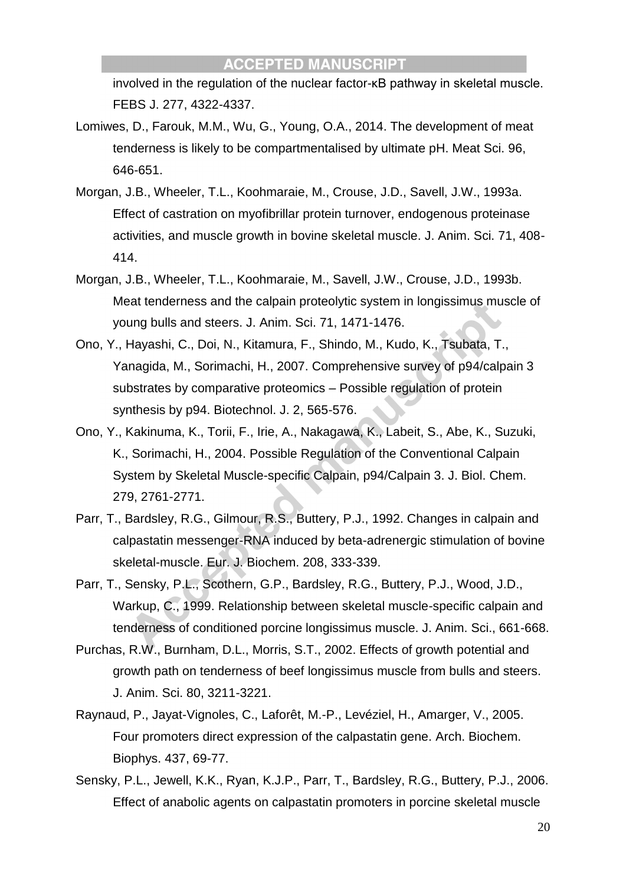involved in the regulation of the nuclear factor-κB pathway in skeletal muscle. FEBS J. 277, 4322-4337.

Lomiwes, D., Farouk, M.M., Wu, G., Young, O.A., 2014. The development of meat tenderness is likely to be compartmentalised by ultimate pH. Meat Sci. 96, 646-651.

Morgan, J.B., Wheeler, T.L., Koohmaraie, M., Crouse, J.D., Savell, J.W., 1993a. Effect of castration on myofibrillar protein turnover, endogenous proteinase activities, and muscle growth in bovine skeletal muscle. J. Anim. Sci. 71, 408-414.

Morgan, J.B., Wheeler, T.L., Koohmaraie, M., Savell, J.W., Crouse, J.D., 1993b. Meat tenderness and the calpain proteolytic system in longissimus muscle of young bulls and steers. J. Anim. Sci. 71, 1471-1476.

Ono, Y., Hayashi, C., Doi, N., Kitamura, F., Shindo, M., Kudo, K., Tsubata, T., Yanagida, M., Sorimachi, H., 2007. Comprehensive survey of p94/calpain 3 substrates by comparative proteomics – Possible regulation of protein synthesis by p94. Biotechnol. J. 2, 565-576.

Ono, Y., Kakinuma, K., Torii, F., Irie, A., Nakagawa, K., Labeit, S., Abe, K., Suzuki, K., Sorimachi, H., 2004. Possible Regulation of the Conventional Calpain System by Skeletal Muscle-specific Calpain, p94/Calpain 3. J. Biol. Chem. 279, 2761-2771.

Parr, T., Bardsley, R.G., Gilmour, R.S., Buttery, P.J., 1992. Changes in calpain and calpastatin messenger-RNA induced by beta-adrenergic stimulation of bovine skeletal-muscle. Eur. J. Biochem. 208, 333-339.

Parr, T., Sensky, P.L., Scothern, G.P., Bardsley, R.G., Buttery, P.J., Wood, J.D., Warkup, C., 1999. Relationship between skeletal muscle-specific calpain and tenderness of conditioned porcine longissimus muscle. J. Anim. Sci., 661-668.

Purchas, R.W., Burnham, D.L., Morris, S.T., 2002. Effects of growth potential and growth path on tenderness of beef longissimus muscle from bulls and steers. J. Anim. Sci. 80, 3211-3221.

Raynaud, P., Jayat-Vignoles, C., Laforêt, M.-P., Levéziel, H., Amarger, V., 2005. Four promoters direct expression of the calpastatin gene. Arch. Biochem. Biophys. 437, 69-77.

Sensky, P.L., Jewell, K.K., Ryan, K.J.P., Parr, T., Bardsley, R.G., Buttery, P.J., 2006. Effect of anabolic agents on calpastatin promoters in porcine skeletal muscle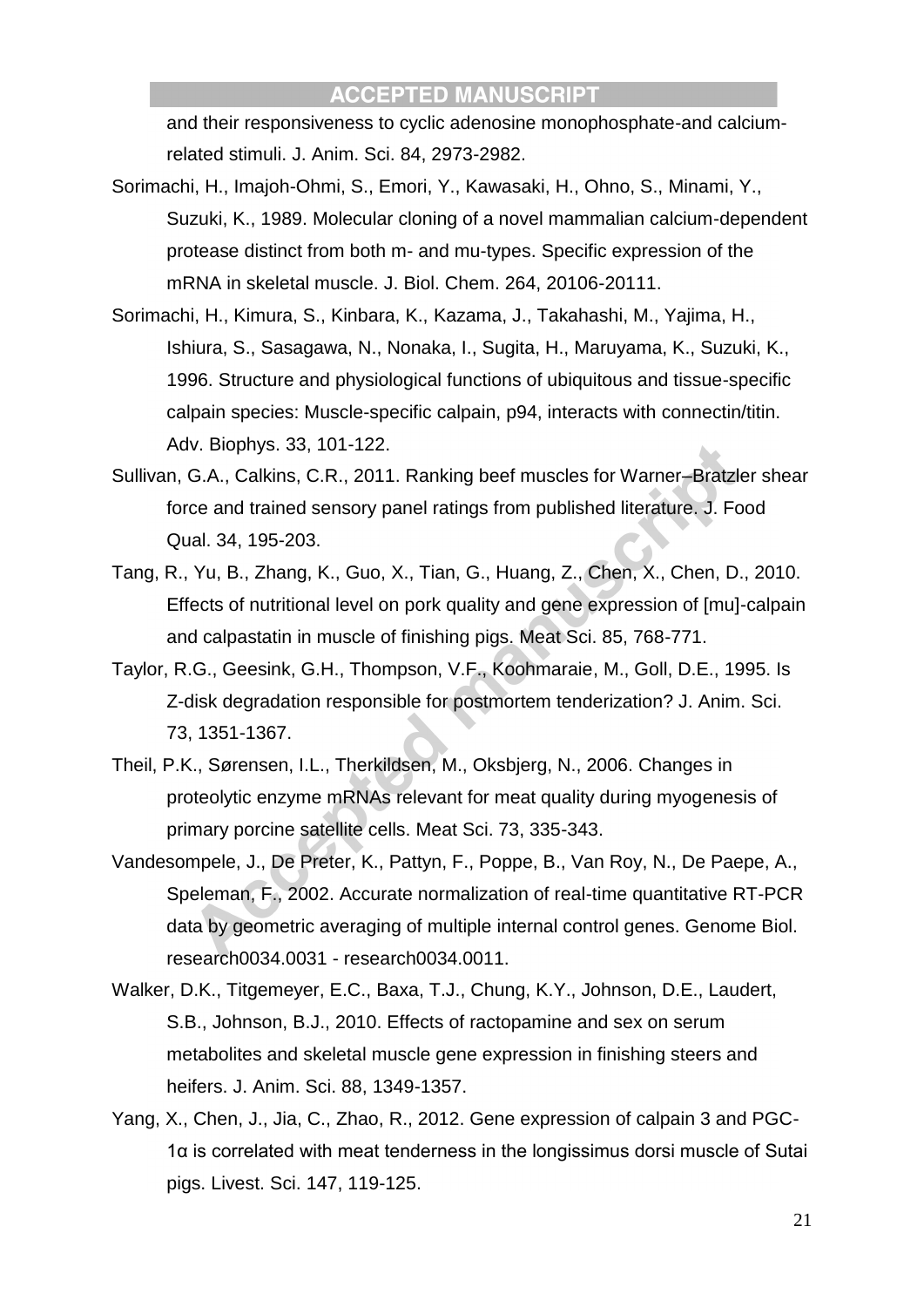and their responsiveness to cyclic adenosine monophosphate-and calcium-related stimuli. J. Anim. Sci. 84, 2973-2982.

Sorimachi, H., Imajoh-Ohmi, S., Emori, Y., Kawasaki, H., Ohno, S., Minami, Y., Suzuki, K., 1989. Molecular cloning of a novel mammalian calcium-dependent protease distinct from both m- and mu-types. Specific expression of the mRNA in skeletal muscle. J. Biol. Chem. 264, 20106-20111.

Sorimachi, H., Kimura, S., Kinbara, K., Kazama, J., Takahashi, M., Yajima, H., Ishiura, S., Sasagawa, N., Nonaka, I., Sugita, H., Maruyama, K., Suzuki, K., 1996. Structure and physiological functions of ubiquitous and tissue-specific calpain species: Muscle-specific calpain, p94, interacts with connectin/titin. Adv. Biophys. 33, 101-122.

Sullivan, G.A., Calkins, C.R., 2011. Ranking beef muscles for Warner–Bratzler shear force and trained sensory panel ratings from published literature. J. Food Qual. 34, 195-203.

Tang, R., Yu, B., Zhang, K., Guo, X., Tian, G., Huang, Z., Chen, X., Chen, D., 2010. Effects of nutritional level on pork quality and gene expression of [mu]-calpain and calpastatin in muscle of finishing pigs. Meat Sci. 85, 768-771.

Taylor, R.G., Geesink, G.H., Thompson, V.F., Koohmaraie, M., Goll, D.E., 1995. Is Z-disk degradation responsible for postmortem tenderization? J. Anim. Sci. 73, 1351-1367.

Theil, P.K., Sørensen, I.L., Therkildsen, M., Oksbjerg, N., 2006. Changes in proteolytic enzyme mRNAs relevant for meat quality during myogenesis of primary porcine satellite cells. Meat Sci. 73, 335-343.

Vandesompele, J., De Preter, K., Pattyn, F., Poppe, B., Van Roy, N., De Paepe, A., Speleman, F., 2002. Accurate normalization of real-time quantitative RT-PCR data by geometric averaging of multiple internal control genes. Genome Biol. research0034.0031 - research0034.0011.

Walker, D.K., Titgemeyer, E.C., Baxa, T.J., Chung, K.Y., Johnson, D.E., Laudert, S.B., Johnson, B.J., 2010. Effects of ractopamine and sex on serum metabolites and skeletal muscle gene expression in finishing steers and heifers. J. Anim. Sci. 88, 1349-1357.

Yang, X., Chen, J., Jia, C., Zhao, R., 2012. Gene expression of calpain 3 and PGC-1α is correlated with meat tenderness in the longissimus dorsi muscle of Sutai pigs. Livest. Sci. 147, 119-125.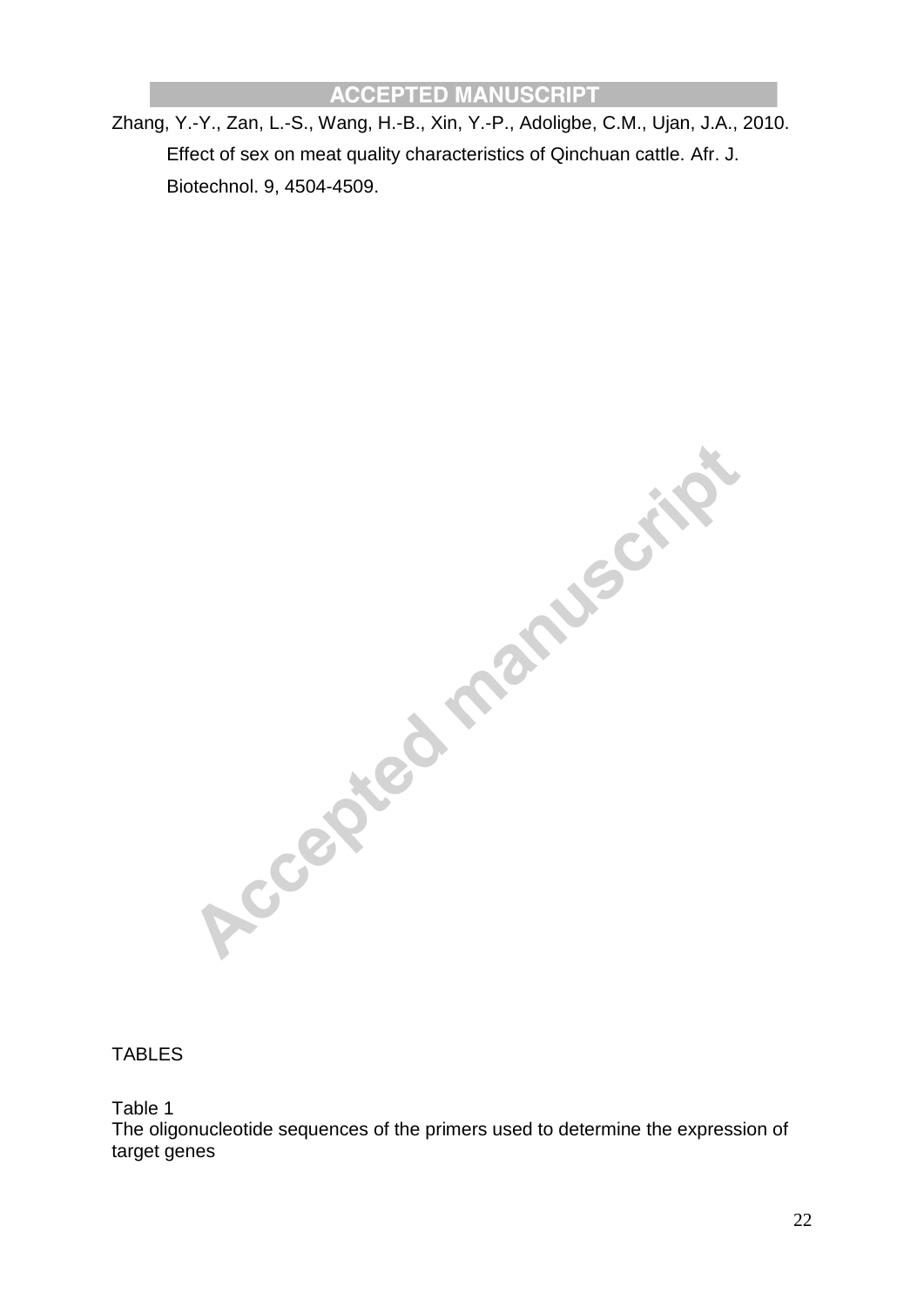Zhang, Y.-Y., Zan, L.-S., Wang, H.-B., Xin, Y.-P., Adoligbe, C.M., Ujan, J.A., 2010. Effect of sex on meat quality characteristics of Qinchuan cattle. Afr. J. Biotechnol. 9, 4504-4509.

TABLES

Table 1
The oligonucleotide sequences of the primers used to determine the expression of target genes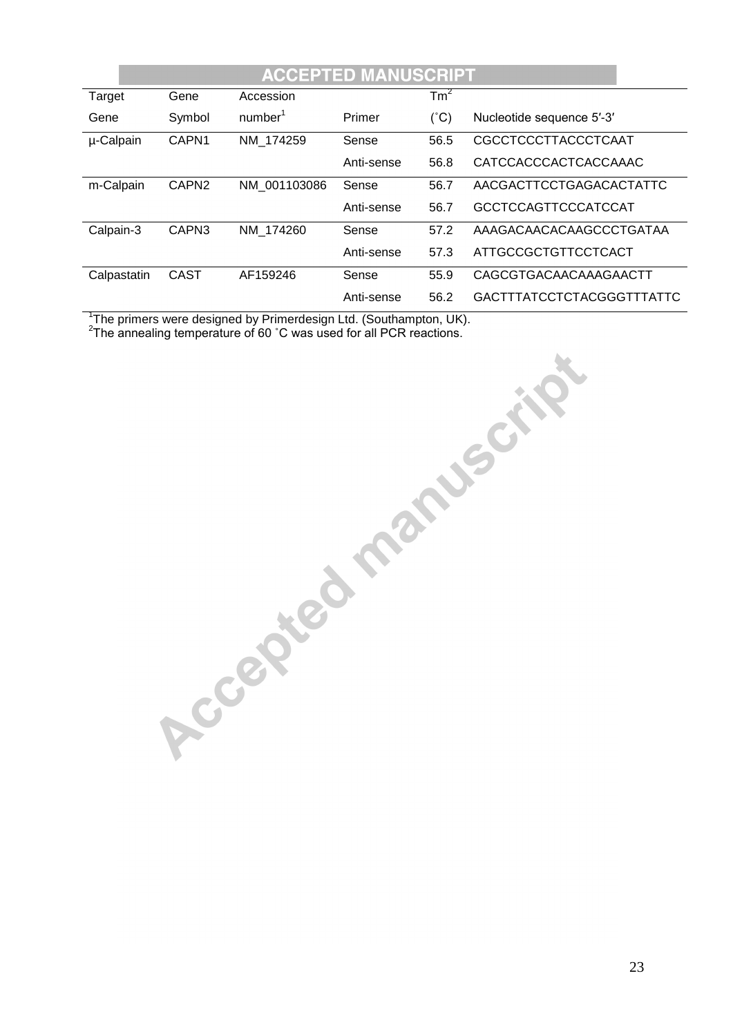| Target Gene | Gene Symbol | Accession number[1] | Primer | Tm[2] (˚C) | Nucleotide sequence 5′-3′ |
|---|---|---|---|---|---|
| µ-Calpain | CAPN1 | NM_174259 | Sense | 56.5 | CGCCTCCCTTACCCTCAAT |
| | | | Anti-sense | 56.8 | CATCCACCCACTCACCAAAC |
| m-Calpain | CAPN2 | NM_001103086 | Sense | 56.7 | AACGACTTCCTGAGACACTATTC |
| | | | Anti-sense | 56.7 | GCCTCCAGTTCCCATCCAT |
| Calpain-3 | CAPN3 | NM_174260 | Sense | 57.2 | AAAGACAACACAAGCCCTGATAA |
| | | | Anti-sense | 57.3 | ATTGCCGCTGTTCCTCACT |
| Calpastatin | CAST | AF159246 | Sense | 55.9 | CAGCGTGACAACAAAGAACTT |
| | | | Anti-sense | 56.2 | GACTTTATCCTCTACGGGTTTATTC |

[1]The primers were designed by Primerdesign Ltd. (Southampton, UK).
[2]The annealing temperature of 60 ˚C was used for all PCR reactions.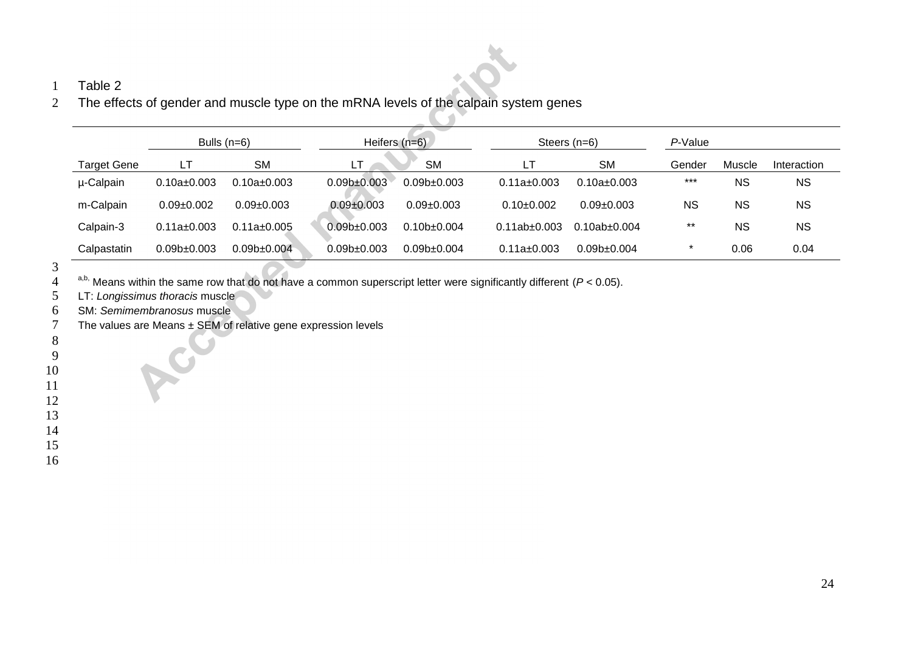Table 2

The effects of gender and muscle type on the mRNA levels of the calpain system genes

| | Bulls (n=6) | | Heifers (n=6) | | Steers (n=6) | | *P*-Value | | |
|---|---|---|---|---|---|---|---|---|---|
| Target Gene | LT | SM | LT | SM | LT | SM | Gender | Muscle | Interaction |
| μ-Calpain | 0.10a±0.003 | 0.10a±0.003 | 0.09b±0.003 | 0.09b±0.003 | 0.11a±0.003 | 0.10a±0.003 | *** | NS | NS |
| m-Calpain | 0.09±0.002 | 0.09±0.003 | 0.09±0.003 | 0.09±0.003 | 0.10±0.002 | 0.09±0.003 | NS | NS | NS |
| Calpain-3 | 0.11a±0.003 | 0.11a±0.005 | 0.09b±0.003 | 0.10b±0.004 | 0.11ab±0.003 | 0.10ab±0.004 | ** | NS | NS |
| Calpastatin | 0.09b±0.003 | 0.09b±0.004 | 0.09b±0.003 | 0.09b±0.004 | 0.11a±0.003 | 0.09b±0.004 | * | 0.06 | 0.04 |

[a,b,] Means within the same row that do not have a common superscript letter were significantly different ($P < 0.05$).

LT: *Longissimus thoracis* muscle

SM: *Semimembranosus* muscle

The values are Means ± SEM of relative gene expression levels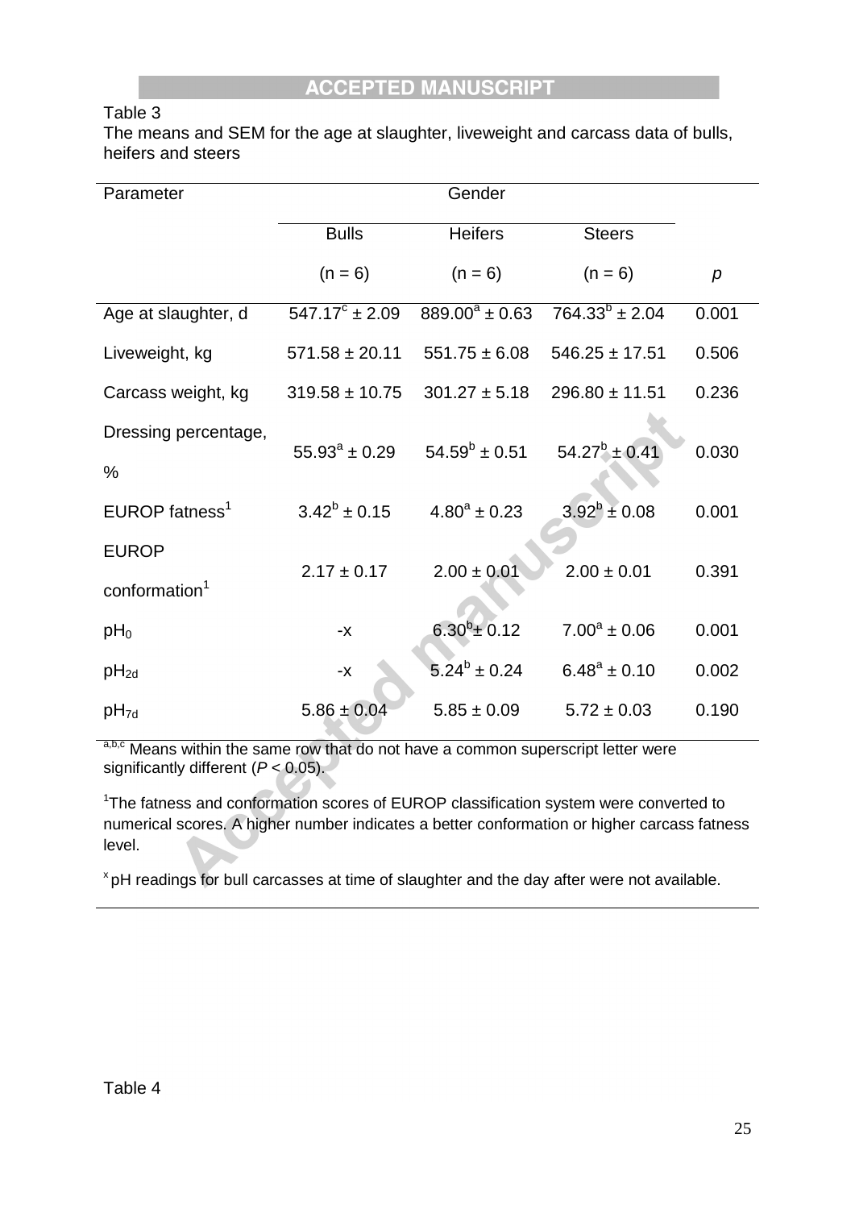Table 3

The means and SEM for the age at slaughter, liveweight and carcass data of bulls, heifers and steers

| Parameter | Gender | | | |
|---|---|---|---|---|
| | Bulls (n = 6) | Heifers (n = 6) | Steers (n = 6) | *p* |
| Age at slaughter, d | $547.17^{c} \pm 2.09$ | $889.00^{a} \pm 0.63$ | $764.33^{b} \pm 2.04$ | 0.001 |
| Liveweight, kg | 571.58 ± 20.11 | 551.75 ± 6.08 | 546.25 ± 17.51 | 0.506 |
| Carcass weight, kg | 319.58 ± 10.75 | 301.27 ± 5.18 | 296.80 ± 11.51 | 0.236 |
| Dressing percentage, % | $55.93^{a} \pm 0.29$ | $54.59^{b} \pm 0.51$ | $54.27^{b} \pm 0.41$ | 0.030 |
| EUROP fatness[1] | $3.42^{b} \pm 0.15$ | $4.80^{a} \pm 0.23$ | $3.92^{b} \pm 0.08$ | 0.001 |
| EUROP conformation[1] | 2.17 ± 0.17 | 2.00 ± 0.01 | 2.00 ± 0.01 | 0.391 |
| $pH_0$ | -x | $6.30^{b} \pm 0.12$ | $7.00^{a} \pm 0.06$ | 0.001 |
| $pH_{2d}$ | -x | $5.24^{b} \pm 0.24$ | $6.48^{a} \pm 0.10$ | 0.002 |
| $pH_{7d}$ | 5.86 ± 0.04 | 5.85 ± 0.09 | 5.72 ± 0.03 | 0.190 |

[a,b,c] Means within the same row that do not have a common superscript letter were significantly different ($P < 0.05$).

[1]The fatness and conformation scores of EUROP classification system were converted to numerical scores. A higher number indicates a better conformation or higher carcass fatness level.

[x] pH readings for bull carcasses at time of slaughter and the day after were not available.

Table 4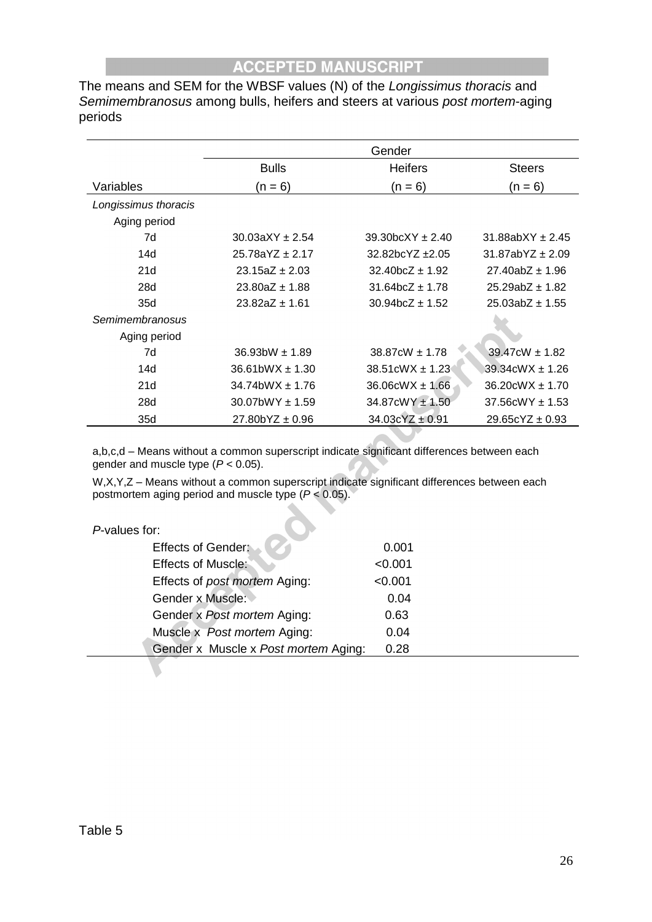The means and SEM for the WBSF values (N) of the *Longissimus thoracis* and *Semimembranosus* among bulls, heifers and steers at various *post mortem*-aging periods

| | Gender | | |
|---|---|---|---|
| | Bulls | Heifers | Steers |
| Variables | (n = 6) | (n = 6) | (n = 6) |
| *Longissimus thoracis* | | | |
| Aging period | | | |
| 7d | 30.03aXY ± 2.54 | 39.30bcXY ± 2.40 | 31.88abXY ± 2.45 |
| 14d | 25.78aYZ ± 2.17 | 32.82bcYZ ±2.05 | 31.87abYZ ± 2.09 |
| 21d | 23.15aZ ± 2.03 | 32.40bcZ ± 1.92 | 27.40abZ ± 1.96 |
| 28d | 23.80aZ ± 1.88 | 31.64bcZ ± 1.78 | 25.29abZ ± 1.82 |
| 35d | 23.82aZ ± 1.61 | 30.94bcZ ± 1.52 | 25.03abZ ± 1.55 |
| *Semimembranosus* | | | |
| Aging period | | | |
| 7d | 36.93bW ± 1.89 | 38.87cW ± 1.78 | 39.47cW ± 1.82 |
| 14d | 36.61bWX ± 1.30 | 38.51cWX ± 1.23 | 39.34cWX ± 1.26 |
| 21d | 34.74bWX ± 1.76 | 36.06cWX ± 1.66 | 36.20cWX ± 1.70 |
| 28d | 30.07bWY ± 1.59 | 34.87cWY ± 1.50 | 37.56cWY ± 1.53 |
| 35d | 27.80bYZ ± 0.96 | 34.03cYZ ± 0.91 | 29.65cYZ ± 0.93 |

a,b,c,d – Means without a common superscript indicate significant differences between each gender and muscle type ($P < 0.05$).

W,X,Y,Z – Means without a common superscript indicate significant differences between each postmortem aging period and muscle type ($P < 0.05$).

*P*-values for:

| | |
|---|---|
| Effects of Gender: | 0.001 |
| Effects of Muscle: | <0.001 |
| Effects of *post mortem* Aging: | <0.001 |
| Gender x Muscle: | 0.04 |
| Gender x *Post mortem* Aging: | 0.63 |
| Muscle x *Post mortem* Aging: | 0.04 |
| Gender x Muscle x *Post mortem* Aging: | 0.28 |

Table 5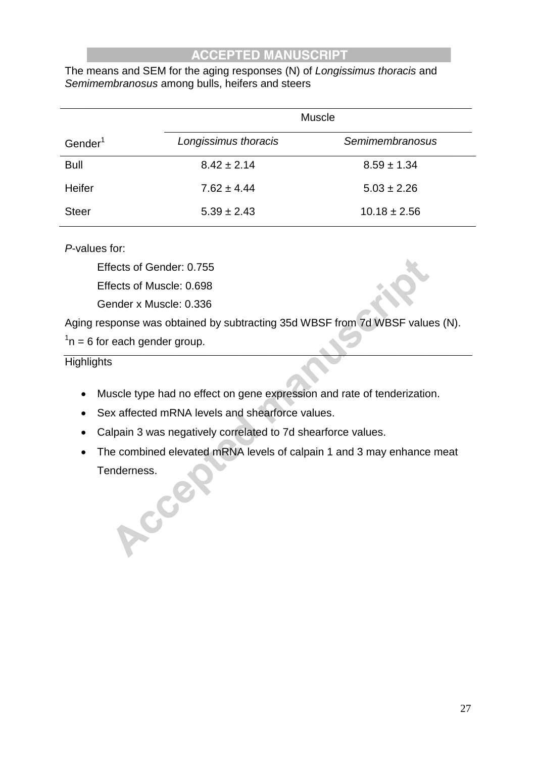The means and SEM for the aging responses (N) of *Longissimus thoracis* and *Semimembranosus* among bulls, heifers and steers

| | Muscle | |
|---|---|---|
| Gender[1] | *Longissimus thoracis* | *Semimembranosus* |
| Bull | 8.42 ± 2.14 | 8.59 ± 1.34 |
| Heifer | 7.62 ± 4.44 | 5.03 ± 2.26 |
| Steer | 5.39 ± 2.43 | 10.18 ± 2.56 |

*P*-values for:

Effects of Gender: 0.755

Effects of Muscle: 0.698

Gender x Muscle: 0.336

Aging response was obtained by subtracting 35d WBSF from 7d WBSF values (N).

[1]n = 6 for each gender group.

Highlights

- Muscle type had no effect on gene expression and rate of tenderization.
- Sex affected mRNA levels and shearforce values.
- Calpain 3 was negatively correlated to 7d shearforce values.
- The combined elevated mRNA levels of calpain 1 and 3 may enhance meat Tenderness.